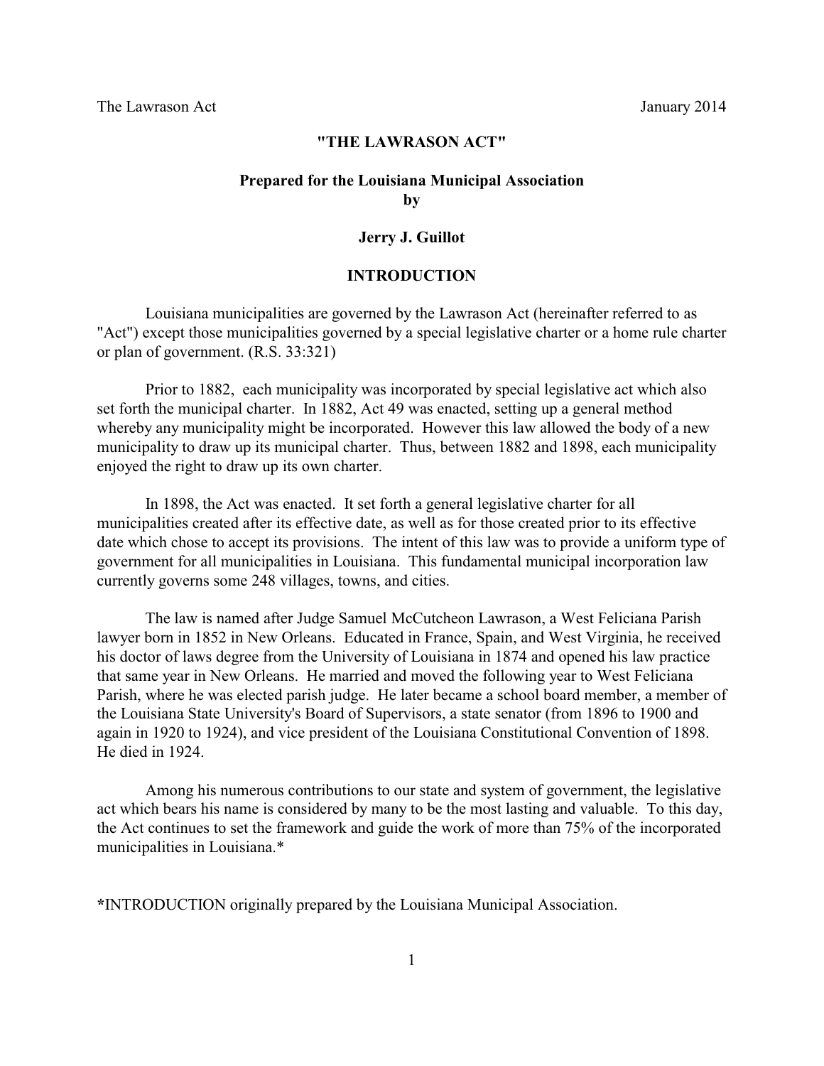# "THE LAWRASON ACT"

## Prepared for the Louisiana Municipal Association by

## Jerry J. Guillot

## INTRODUCTION

Louisiana municipalities are governed by the Lawrason Act (hereinafter referred to as "Act") except those municipalities governed by a special legislative charter or a home rule charter or plan of government. (R.S. 33:321)

Prior to 1882, each municipality was incorporated by special legislative act which also set forth the municipal charter. In 1882, Act 49 was enacted, setting up a general method whereby any municipality might be incorporated. However this law allowed the body of a new municipality to draw up its municipal charter. Thus, between 1882 and 1898, each municipality enjoyed the right to draw up its own charter.

In 1898, the Act was enacted. It set forth a general legislative charter for all municipalities created after its effective date, as well as for those created prior to its effective date which chose to accept its provisions. The intent of this law was to provide a uniform type of government for all municipalities in Louisiana. This fundamental municipal incorporation law currently governs some 248 villages, towns, and cities.

The law is named after Judge Samuel McCutcheon Lawrason, a West Feliciana Parish lawyer born in 1852 in New Orleans. Educated in France, Spain, and West Virginia, he received his doctor of laws degree from the University of Louisiana in 1874 and opened his law practice that same year in New Orleans. He married and moved the following year to West Feliciana Parish, where he was elected parish judge. He later became a school board member, a member of the Louisiana State University's Board of Supervisors, a state senator (from 1896 to 1900 and again in 1920 to 1924), and vice president of the Louisiana Constitutional Convention of 1898. He died in 1924.

Among his numerous contributions to our state and system of government, the legislative act which bears his name is considered by many to be the most lasting and valuable. To this day, the Act continues to set the framework and guide the work of more than 75% of the incorporated municipalities in Louisiana.*

*INTRODUCTION originally prepared by the Louisiana Municipal Association.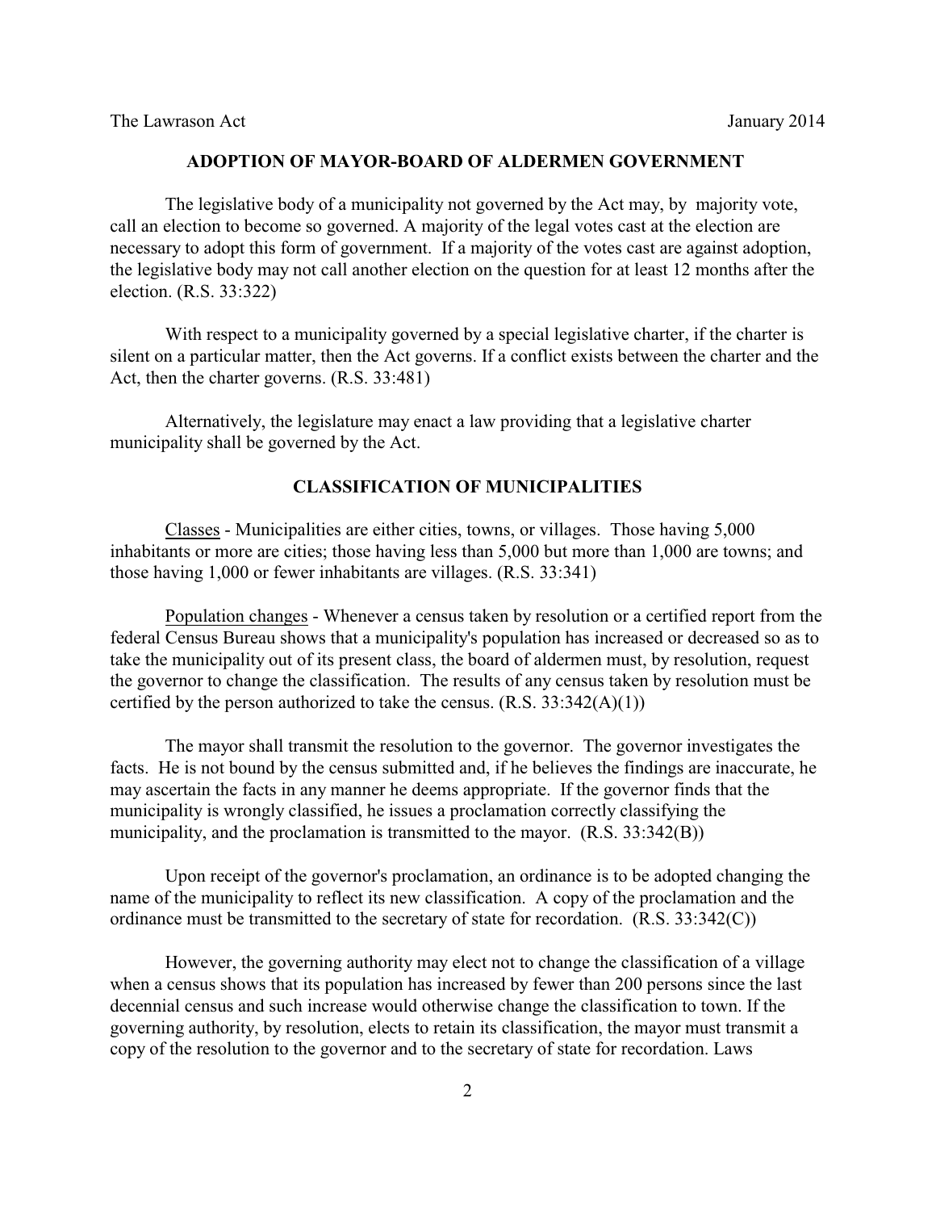## ADOPTION OF MAYOR-BOARD OF ALDERMEN GOVERNMENT

The legislative body of a municipality not governed by the Act may, by majority vote, call an election to become so governed. A majority of the legal votes cast at the election are necessary to adopt this form of government. If a majority of the votes cast are against adoption, the legislative body may not call another election on the question for at least 12 months after the election. (R.S. 33:322)

With respect to a municipality governed by a special legislative charter, if the charter is silent on a particular matter, then the Act governs. If a conflict exists between the charter and the Act, then the charter governs. (R.S. 33:481)

Alternatively, the legislature may enact a law providing that a legislative charter municipality shall be governed by the Act.

## CLASSIFICATION OF MUNICIPALITIES

Classes - Municipalities are either cities, towns, or villages. Those having 5,000 inhabitants or more are cities; those having less than 5,000 but more than 1,000 are towns; and those having 1,000 or fewer inhabitants are villages. (R.S. 33:341)

Population changes - Whenever a census taken by resolution or a certified report from the federal Census Bureau shows that a municipality's population has increased or decreased so as to take the municipality out of its present class, the board of aldermen must, by resolution, request the governor to change the classification. The results of any census taken by resolution must be certified by the person authorized to take the census. (R.S. 33:342(A)(1))

The mayor shall transmit the resolution to the governor. The governor investigates the facts. He is not bound by the census submitted and, if he believes the findings are inaccurate, he may ascertain the facts in any manner he deems appropriate. If the governor finds that the municipality is wrongly classified, he issues a proclamation correctly classifying the municipality, and the proclamation is transmitted to the mayor. (R.S. 33:342(B))

Upon receipt of the governor's proclamation, an ordinance is to be adopted changing the name of the municipality to reflect its new classification. A copy of the proclamation and the ordinance must be transmitted to the secretary of state for recordation. (R.S. 33:342(C))

However, the governing authority may elect not to change the classification of a village when a census shows that its population has increased by fewer than 200 persons since the last decennial census and such increase would otherwise change the classification to town. If the governing authority, by resolution, elects to retain its classification, the mayor must transmit a copy of the resolution to the governor and to the secretary of state for recordation. Laws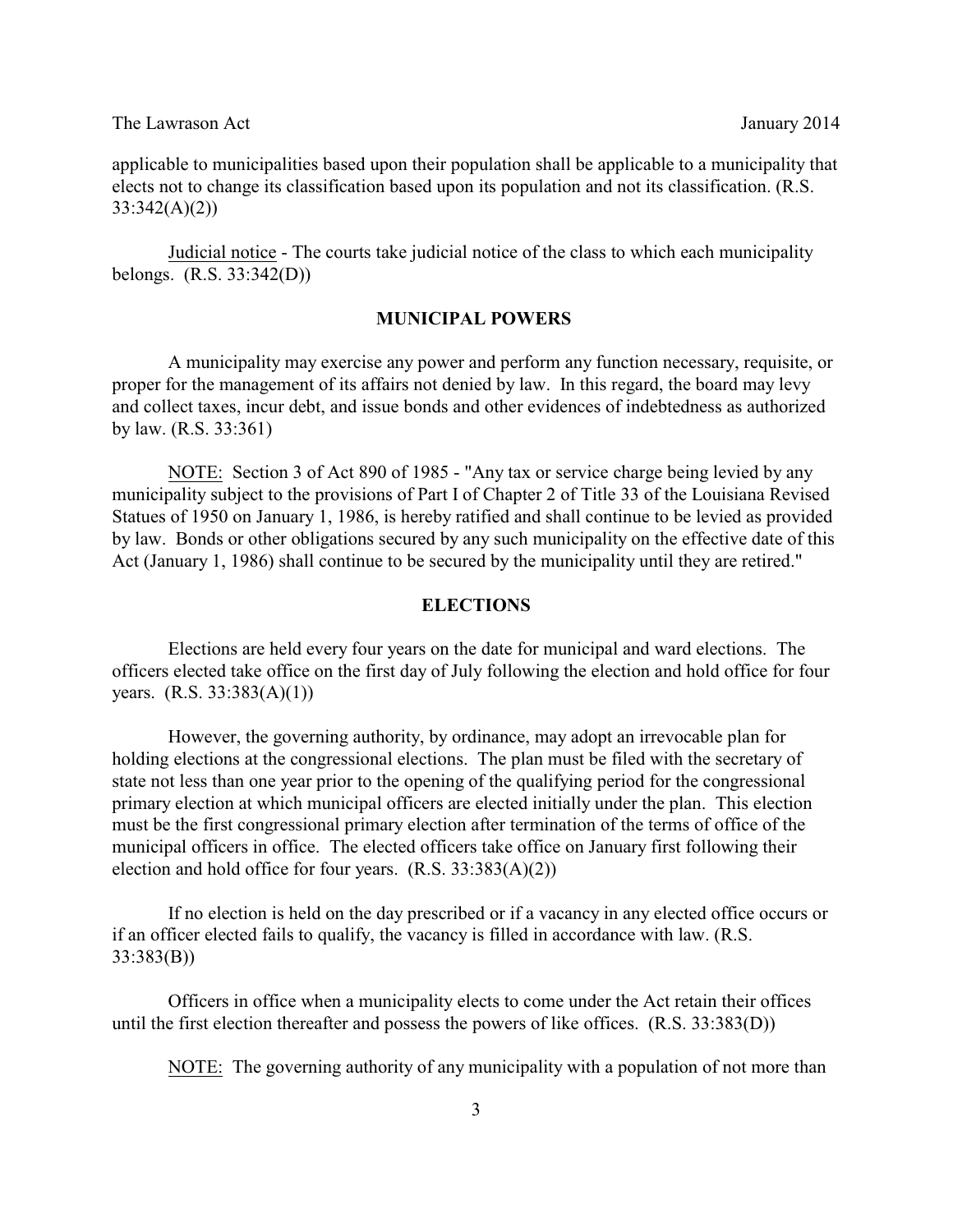applicable to municipalities based upon their population shall be applicable to a municipality that elects not to change its classification based upon its population and not its classification. (R.S. 33:342(A)(2))

Judicial notice - The courts take judicial notice of the class to which each municipality belongs. (R.S. 33:342(D))

## MUNICIPAL POWERS

A municipality may exercise any power and perform any function necessary, requisite, or proper for the management of its affairs not denied by law. In this regard, the board may levy and collect taxes, incur debt, and issue bonds and other evidences of indebtedness as authorized by law. (R.S. 33:361)

NOTE: Section 3 of Act 890 of 1985 - "Any tax or service charge being levied by any municipality subject to the provisions of Part I of Chapter 2 of Title 33 of the Louisiana Revised Statues of 1950 on January 1, 1986, is hereby ratified and shall continue to be levied as provided by law. Bonds or other obligations secured by any such municipality on the effective date of this Act (January 1, 1986) shall continue to be secured by the municipality until they are retired."

## ELECTIONS

Elections are held every four years on the date for municipal and ward elections. The officers elected take office on the first day of July following the election and hold office for four years. (R.S. 33:383(A)(1))

However, the governing authority, by ordinance, may adopt an irrevocable plan for holding elections at the congressional elections. The plan must be filed with the secretary of state not less than one year prior to the opening of the qualifying period for the congressional primary election at which municipal officers are elected initially under the plan. This election must be the first congressional primary election after termination of the terms of office of the municipal officers in office. The elected officers take office on January first following their election and hold office for four years. (R.S. 33:383(A)(2))

If no election is held on the day prescribed or if a vacancy in any elected office occurs or if an officer elected fails to qualify, the vacancy is filled in accordance with law. (R.S. 33:383(B))

Officers in office when a municipality elects to come under the Act retain their offices until the first election thereafter and possess the powers of like offices. (R.S. 33:383(D))

NOTE: The governing authority of any municipality with a population of not more than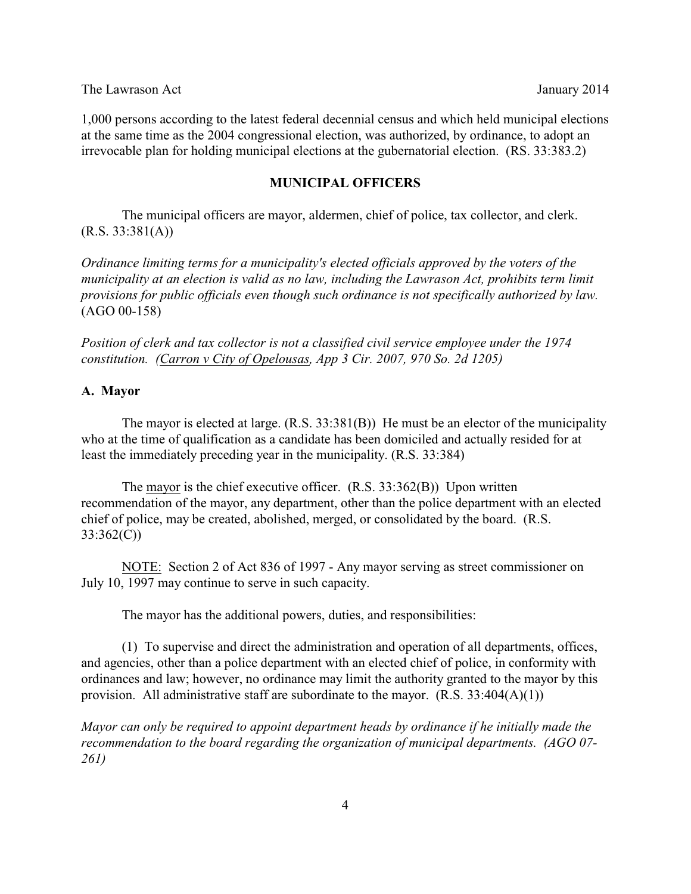1,000 persons according to the latest federal decennial census and which held municipal elections at the same time as the 2004 congressional election, was authorized, by ordinance, to adopt an irrevocable plan for holding municipal elections at the gubernatorial election. (RS. 33:383.2)

## MUNICIPAL OFFICERS

The municipal officers are mayor, aldermen, chief of police, tax collector, and clerk. (R.S. 33:381(A))

*Ordinance limiting terms for a municipality's elected officials approved by the voters of the municipality at an election is valid as no law, including the Lawrason Act, prohibits term limit provisions for public officials even though such ordinance is not specifically authorized by law.* (AGO 00-158)

*Position of clerk and tax collector is not a classified civil service employee under the 1974 constitution. (Carron v City of Opelousas, App 3 Cir. 2007, 970 So. 2d 1205)*

### A. Mayor

The mayor is elected at large. (R.S. 33:381(B)) He must be an elector of the municipality who at the time of qualification as a candidate has been domiciled and actually resided for at least the immediately preceding year in the municipality. (R.S. 33:384)

The mayor is the chief executive officer. (R.S. 33:362(B)) Upon written recommendation of the mayor, any department, other than the police department with an elected chief of police, may be created, abolished, merged, or consolidated by the board. (R.S. 33:362(C))

NOTE: Section 2 of Act 836 of 1997 - Any mayor serving as street commissioner on July 10, 1997 may continue to serve in such capacity.

The mayor has the additional powers, duties, and responsibilities:

(1) To supervise and direct the administration and operation of all departments, offices, and agencies, other than a police department with an elected chief of police, in conformity with ordinances and law; however, no ordinance may limit the authority granted to the mayor by this provision. All administrative staff are subordinate to the mayor. (R.S. 33:404(A)(1))

*Mayor can only be required to appoint department heads by ordinance if he initially made the recommendation to the board regarding the organization of municipal departments. (AGO 07-261)*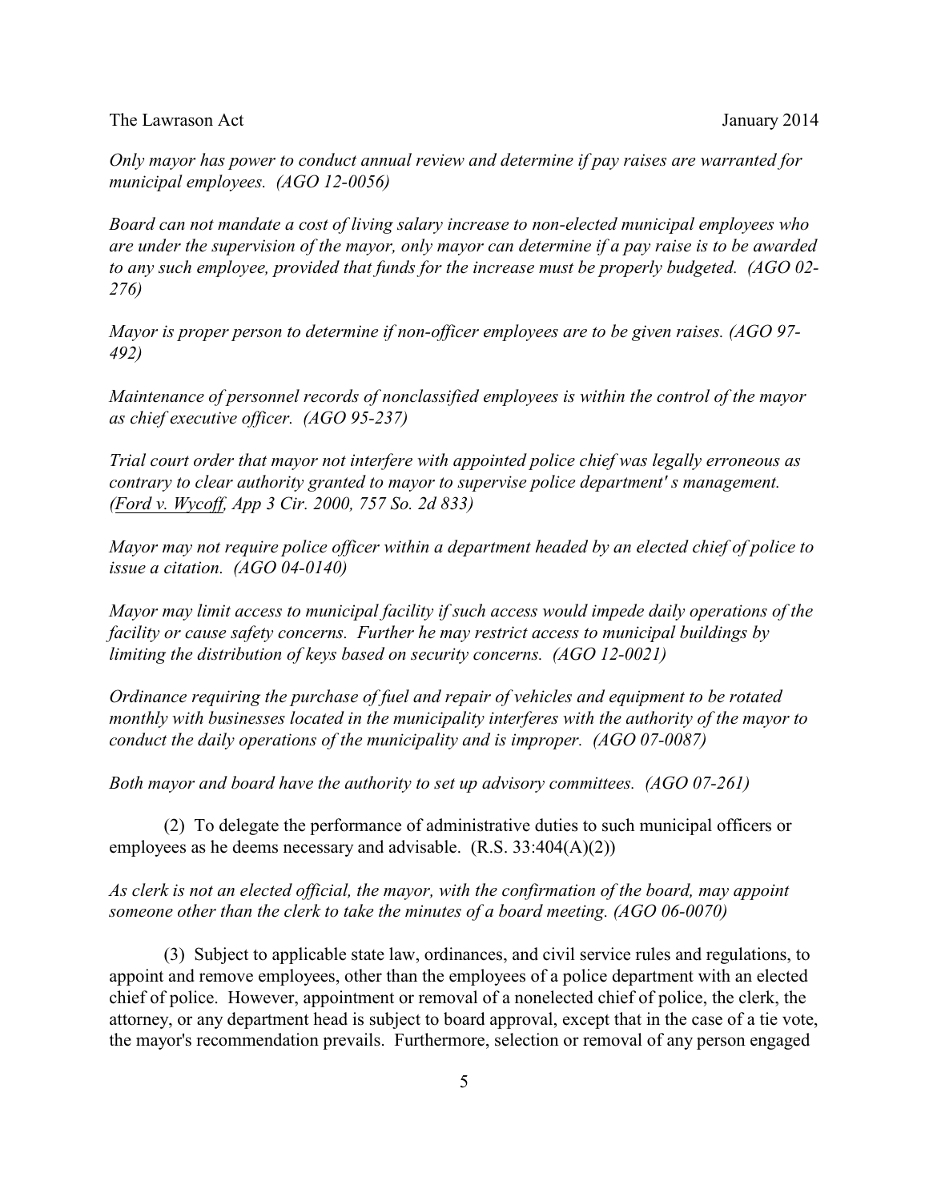*Only mayor has power to conduct annual review and determine if pay raises are warranted for municipal employees. (AGO 12-0056)*

*Board can not mandate a cost of living salary increase to non-elected municipal employees who are under the supervision of the mayor, only mayor can determine if a pay raise is to be awarded to any such employee, provided that funds for the increase must be properly budgeted. (AGO 02-276)*

*Mayor is proper person to determine if non-officer employees are to be given raises. (AGO 97-492)*

*Maintenance of personnel records of nonclassified employees is within the control of the mayor as chief executive officer. (AGO 95-237)*

*Trial court order that mayor not interfere with appointed police chief was legally erroneous as contrary to clear authority granted to mayor to supervise police department' s management. (Ford v. Wycoff, App 3 Cir. 2000, 757 So. 2d 833)*

*Mayor may not require police officer within a department headed by an elected chief of police to issue a citation. (AGO 04-0140)*

*Mayor may limit access to municipal facility if such access would impede daily operations of the facility or cause safety concerns. Further he may restrict access to municipal buildings by limiting the distribution of keys based on security concerns. (AGO 12-0021)*

*Ordinance requiring the purchase of fuel and repair of vehicles and equipment to be rotated monthly with businesses located in the municipality interferes with the authority of the mayor to conduct the daily operations of the municipality and is improper. (AGO 07-0087)*

*Both mayor and board have the authority to set up advisory committees. (AGO 07-261)*

(2) To delegate the performance of administrative duties to such municipal officers or employees as he deems necessary and advisable. (R.S. 33:404(A)(2))

*As clerk is not an elected official, the mayor, with the confirmation of the board, may appoint someone other than the clerk to take the minutes of a board meeting. (AGO 06-0070)*

(3) Subject to applicable state law, ordinances, and civil service rules and regulations, to appoint and remove employees, other than the employees of a police department with an elected chief of police. However, appointment or removal of a nonelected chief of police, the clerk, the attorney, or any department head is subject to board approval, except that in the case of a tie vote, the mayor's recommendation prevails. Furthermore, selection or removal of any person engaged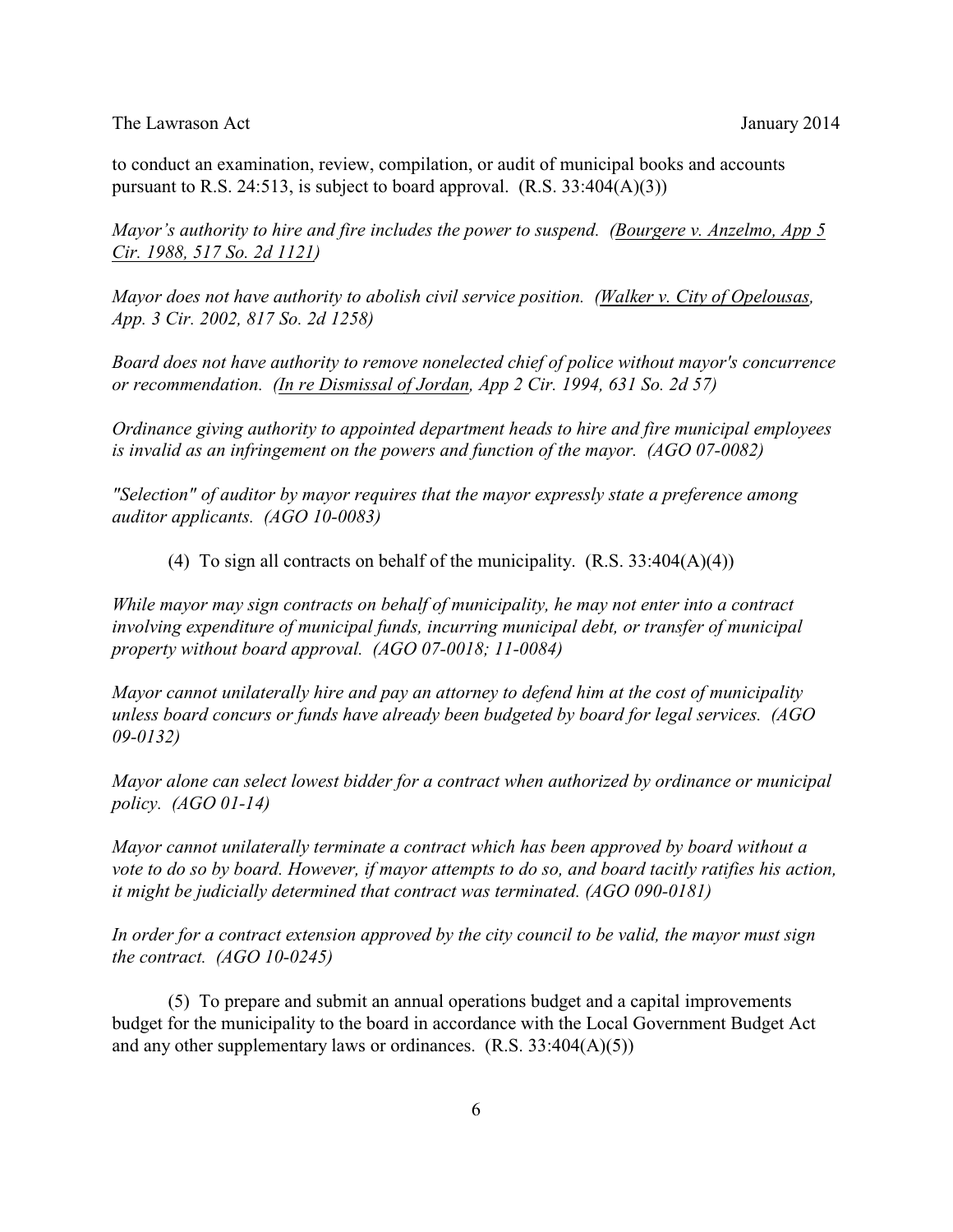to conduct an examination, review, compilation, or audit of municipal books and accounts pursuant to R.S. 24:513, is subject to board approval. (R.S. 33:404(A)(3))

*Mayor's authority to hire and fire includes the power to suspend. (Bourgere v. Anzelmo, App 5 Cir. 1988, 517 So. 2d 1121)*

*Mayor does not have authority to abolish civil service position. (Walker v. City of Opelousas, App. 3 Cir. 2002, 817 So. 2d 1258)*

*Board does not have authority to remove nonelected chief of police without mayor's concurrence or recommendation. (In re Dismissal of Jordan, App 2 Cir. 1994, 631 So. 2d 57)*

*Ordinance giving authority to appointed department heads to hire and fire municipal employees is invalid as an infringement on the powers and function of the mayor. (AGO 07-0082)*

*"Selection" of auditor by mayor requires that the mayor expressly state a preference among auditor applicants. (AGO 10-0083)*

(4) To sign all contracts on behalf of the municipality. (R.S. 33:404(A)(4))

*While mayor may sign contracts on behalf of municipality, he may not enter into a contract involving expenditure of municipal funds, incurring municipal debt, or transfer of municipal property without board approval. (AGO 07-0018; 11-0084)*

*Mayor cannot unilaterally hire and pay an attorney to defend him at the cost of municipality unless board concurs or funds have already been budgeted by board for legal services. (AGO 09-0132)*

*Mayor alone can select lowest bidder for a contract when authorized by ordinance or municipal policy. (AGO 01-14)*

*Mayor cannot unilaterally terminate a contract which has been approved by board without a vote to do so by board. However, if mayor attempts to do so, and board tacitly ratifies his action, it might be judicially determined that contract was terminated. (AGO 090-0181)*

*In order for a contract extension approved by the city council to be valid, the mayor must sign the contract. (AGO 10-0245)*

(5) To prepare and submit an annual operations budget and a capital improvements budget for the municipality to the board in accordance with the Local Government Budget Act and any other supplementary laws or ordinances. (R.S. 33:404(A)(5))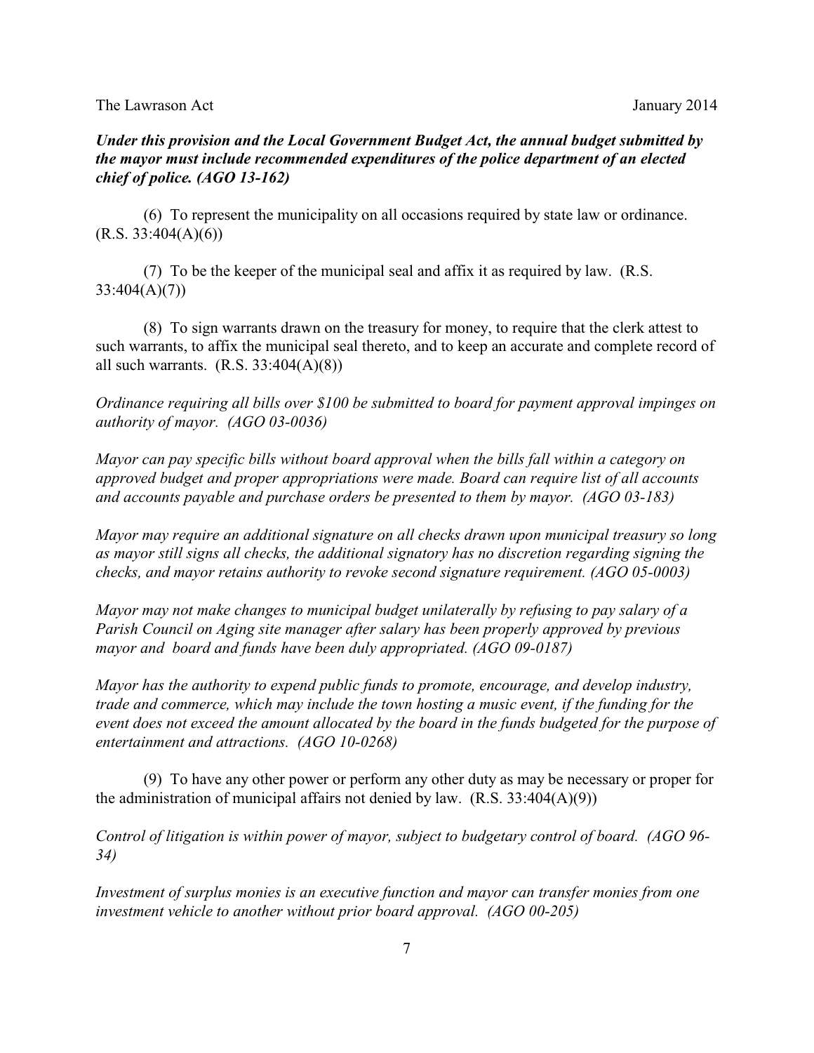***Under this provision and the Local Government Budget Act, the annual budget submitted by the mayor must include recommended expenditures of the police department of an elected chief of police. (AGO 13-162)***

(6) To represent the municipality on all occasions required by state law or ordinance. (R.S. 33:404(A)(6))

(7) To be the keeper of the municipal seal and affix it as required by law. (R.S. 33:404(A)(7))

(8) To sign warrants drawn on the treasury for money, to require that the clerk attest to such warrants, to affix the municipal seal thereto, and to keep an accurate and complete record of all such warrants. (R.S. 33:404(A)(8))

*Ordinance requiring all bills over $100 be submitted to board for payment approval impinges on authority of mayor. (AGO 03-0036)*

*Mayor can pay specific bills without board approval when the bills fall within a category on approved budget and proper appropriations were made. Board can require list of all accounts and accounts payable and purchase orders be presented to them by mayor. (AGO 03-183)*

*Mayor may require an additional signature on all checks drawn upon municipal treasury so long as mayor still signs all checks, the additional signatory has no discretion regarding signing the checks, and mayor retains authority to revoke second signature requirement. (AGO 05-0003)*

*Mayor may not make changes to municipal budget unilaterally by refusing to pay salary of a Parish Council on Aging site manager after salary has been properly approved by previous mayor and board and funds have been duly appropriated. (AGO 09-0187)*

*Mayor has the authority to expend public funds to promote, encourage, and develop industry, trade and commerce, which may include the town hosting a music event, if the funding for the event does not exceed the amount allocated by the board in the funds budgeted for the purpose of entertainment and attractions. (AGO 10-0268)*

(9) To have any other power or perform any other duty as may be necessary or proper for the administration of municipal affairs not denied by law. (R.S. 33:404(A)(9))

*Control of litigation is within power of mayor, subject to budgetary control of board. (AGO 96-34)*

*Investment of surplus monies is an executive function and mayor can transfer monies from one investment vehicle to another without prior board approval. (AGO 00-205)*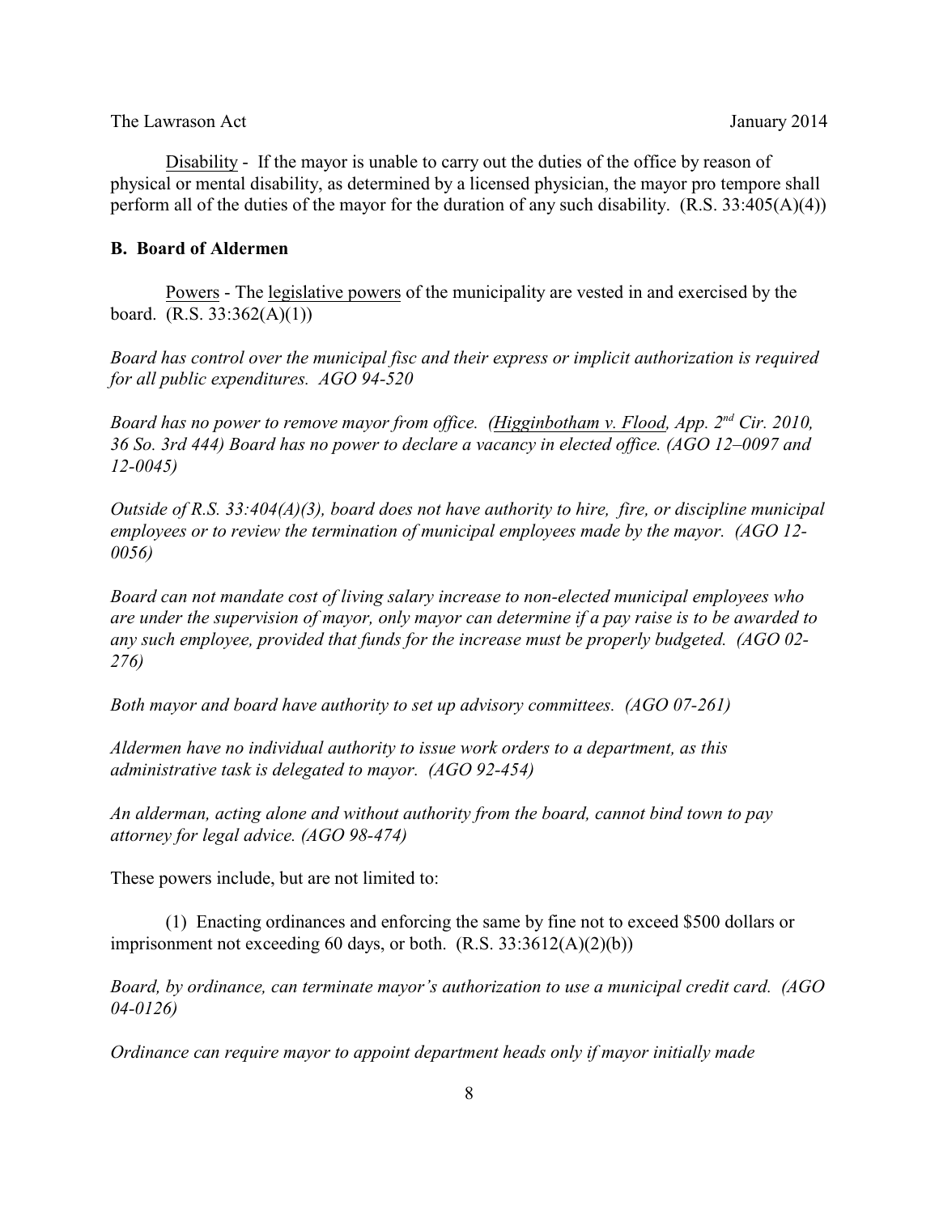Disability - If the mayor is unable to carry out the duties of the office by reason of physical or mental disability, as determined by a licensed physician, the mayor pro tempore shall perform all of the duties of the mayor for the duration of any such disability. (R.S. 33:405(A)(4))

**B. Board of Aldermen**

Powers - The legislative powers of the municipality are vested in and exercised by the board. (R.S. 33:362(A)(1))

*Board has control over the municipal fisc and their express or implicit authorization is required for all public expenditures. AGO 94-520*

*Board has no power to remove mayor from office. (Higginbotham v. Flood, App. 2nd Cir. 2010, 36 So. 3rd 444) Board has no power to declare a vacancy in elected office. (AGO 12–0097 and 12-0045)*

*Outside of R.S. 33:404(A)(3), board does not have authority to hire, fire, or discipline municipal employees or to review the termination of municipal employees made by the mayor. (AGO 12-0056)*

*Board can not mandate cost of living salary increase to non-elected municipal employees who are under the supervision of mayor, only mayor can determine if a pay raise is to be awarded to any such employee, provided that funds for the increase must be properly budgeted. (AGO 02-276)*

*Both mayor and board have authority to set up advisory committees. (AGO 07-261)*

*Aldermen have no individual authority to issue work orders to a department, as this administrative task is delegated to mayor. (AGO 92-454)*

*An alderman, acting alone and without authority from the board, cannot bind town to pay attorney for legal advice. (AGO 98-474)*

These powers include, but are not limited to:

(1) Enacting ordinances and enforcing the same by fine not to exceed $500 dollars or imprisonment not exceeding 60 days, or both. (R.S. 33:3612(A)(2)(b))

*Board, by ordinance, can terminate mayor's authorization to use a municipal credit card. (AGO 04-0126)*

*Ordinance can require mayor to appoint department heads only if mayor initially made*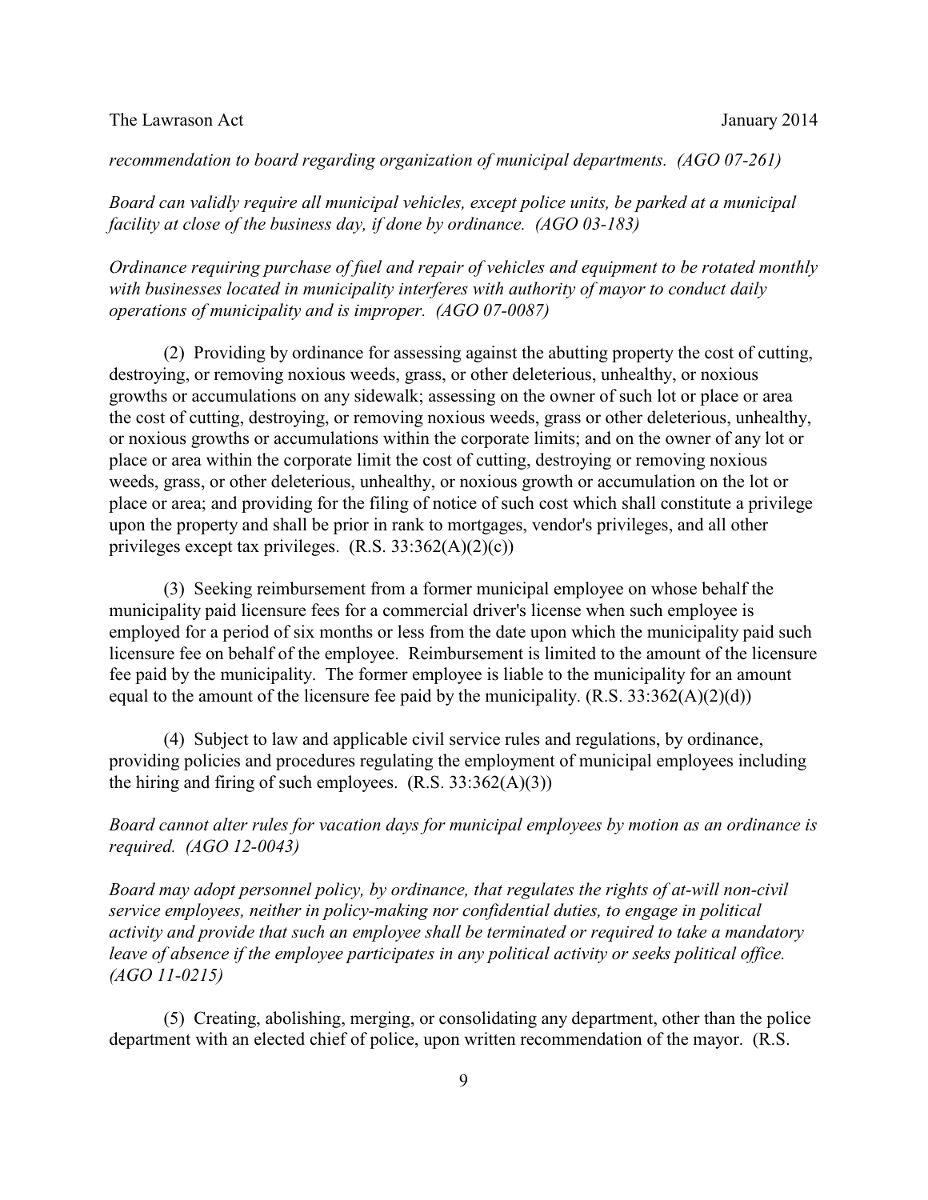*recommendation to board regarding organization of municipal departments. (AGO 07-261)*

*Board can validly require all municipal vehicles, except police units, be parked at a municipal facility at close of the business day, if done by ordinance. (AGO 03-183)*

*Ordinance requiring purchase of fuel and repair of vehicles and equipment to be rotated monthly with businesses located in municipality interferes with authority of mayor to conduct daily operations of municipality and is improper. (AGO 07-0087)*

(2) Providing by ordinance for assessing against the abutting property the cost of cutting, destroying, or removing noxious weeds, grass, or other deleterious, unhealthy, or noxious growths or accumulations on any sidewalk; assessing on the owner of such lot or place or area the cost of cutting, destroying, or removing noxious weeds, grass or other deleterious, unhealthy, or noxious growths or accumulations within the corporate limits; and on the owner of any lot or place or area within the corporate limit the cost of cutting, destroying or removing noxious weeds, grass, or other deleterious, unhealthy, or noxious growth or accumulation on the lot or place or area; and providing for the filing of notice of such cost which shall constitute a privilege upon the property and shall be prior in rank to mortgages, vendor's privileges, and all other privileges except tax privileges. (R.S. 33:362(A)(2)(c))

(3) Seeking reimbursement from a former municipal employee on whose behalf the municipality paid licensure fees for a commercial driver's license when such employee is employed for a period of six months or less from the date upon which the municipality paid such licensure fee on behalf of the employee. Reimbursement is limited to the amount of the licensure fee paid by the municipality. The former employee is liable to the municipality for an amount equal to the amount of the licensure fee paid by the municipality. (R.S. 33:362(A)(2)(d))

(4) Subject to law and applicable civil service rules and regulations, by ordinance, providing policies and procedures regulating the employment of municipal employees including the hiring and firing of such employees. (R.S. 33:362(A)(3))

*Board cannot alter rules for vacation days for municipal employees by motion as an ordinance is required. (AGO 12-0043)*

*Board may adopt personnel policy, by ordinance, that regulates the rights of at-will non-civil service employees, neither in policy-making nor confidential duties, to engage in political activity and provide that such an employee shall be terminated or required to take a mandatory leave of absence if the employee participates in any political activity or seeks political office. (AGO 11-0215)*

(5) Creating, abolishing, merging, or consolidating any department, other than the police department with an elected chief of police, upon written recommendation of the mayor. (R.S.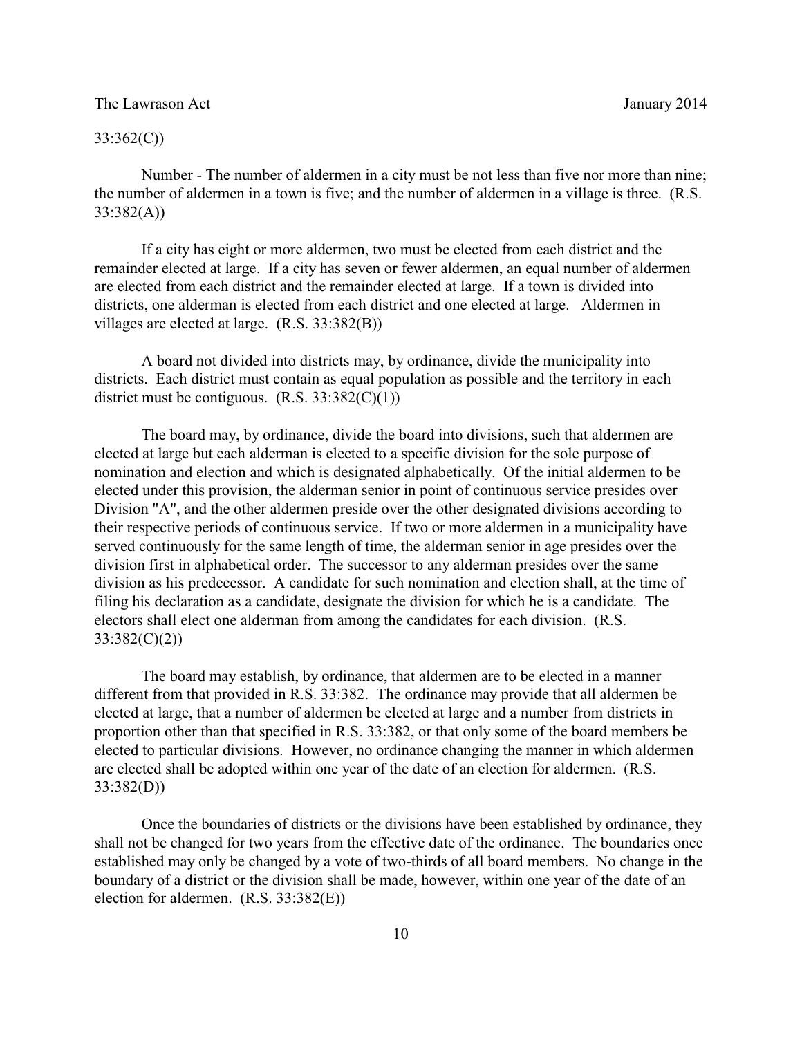33:362(C))

Number - The number of aldermen in a city must be not less than five nor more than nine; the number of aldermen in a town is five; and the number of aldermen in a village is three. (R.S. 33:382(A))

If a city has eight or more aldermen, two must be elected from each district and the remainder elected at large. If a city has seven or fewer aldermen, an equal number of aldermen are elected from each district and the remainder elected at large. If a town is divided into districts, one alderman is elected from each district and one elected at large. Aldermen in villages are elected at large. (R.S. 33:382(B))

A board not divided into districts may, by ordinance, divide the municipality into districts. Each district must contain as equal population as possible and the territory in each district must be contiguous. (R.S. 33:382(C)(1))

The board may, by ordinance, divide the board into divisions, such that aldermen are elected at large but each alderman is elected to a specific division for the sole purpose of nomination and election and which is designated alphabetically. Of the initial aldermen to be elected under this provision, the alderman senior in point of continuous service presides over Division "A", and the other aldermen preside over the other designated divisions according to their respective periods of continuous service. If two or more aldermen in a municipality have served continuously for the same length of time, the alderman senior in age presides over the division first in alphabetical order. The successor to any alderman presides over the same division as his predecessor. A candidate for such nomination and election shall, at the time of filing his declaration as a candidate, designate the division for which he is a candidate. The electors shall elect one alderman from among the candidates for each division. (R.S. 33:382(C)(2))

The board may establish, by ordinance, that aldermen are to be elected in a manner different from that provided in R.S. 33:382. The ordinance may provide that all aldermen be elected at large, that a number of aldermen be elected at large and a number from districts in proportion other than that specified in R.S. 33:382, or that only some of the board members be elected to particular divisions. However, no ordinance changing the manner in which aldermen are elected shall be adopted within one year of the date of an election for aldermen. (R.S. 33:382(D))

Once the boundaries of districts or the divisions have been established by ordinance, they shall not be changed for two years from the effective date of the ordinance. The boundaries once established may only be changed by a vote of two-thirds of all board members. No change in the boundary of a district or the division shall be made, however, within one year of the date of an election for aldermen. (R.S. 33:382(E))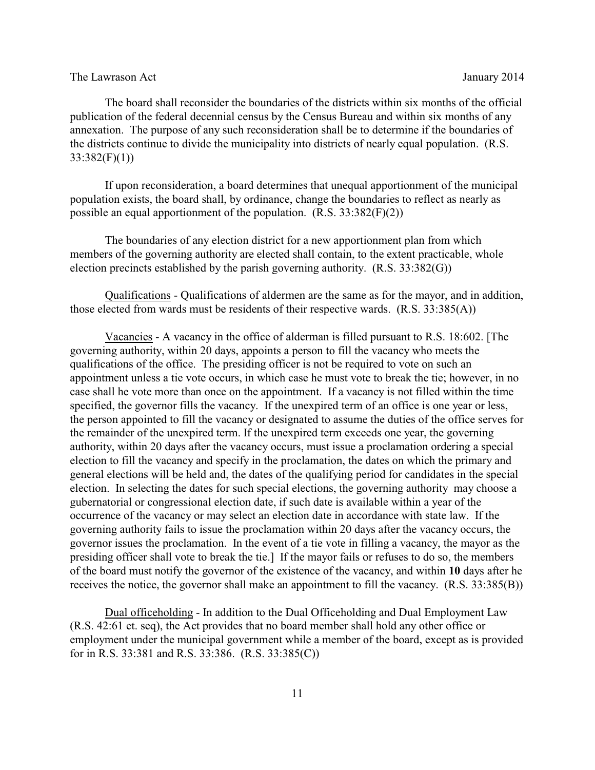The board shall reconsider the boundaries of the districts within six months of the official publication of the federal decennial census by the Census Bureau and within six months of any annexation. The purpose of any such reconsideration shall be to determine if the boundaries of the districts continue to divide the municipality into districts of nearly equal population. (R.S. 33:382(F)(1))

If upon reconsideration, a board determines that unequal apportionment of the municipal population exists, the board shall, by ordinance, change the boundaries to reflect as nearly as possible an equal apportionment of the population. (R.S. 33:382(F)(2))

The boundaries of any election district for a new apportionment plan from which members of the governing authority are elected shall contain, to the extent practicable, whole election precincts established by the parish governing authority. (R.S. 33:382(G))

<u>Qualifications</u> - Qualifications of aldermen are the same as for the mayor, and in addition, those elected from wards must be residents of their respective wards. (R.S. 33:385(A))

<u>Vacancies</u> - A vacancy in the office of alderman is filled pursuant to R.S. 18:602. [The governing authority, within 20 days, appoints a person to fill the vacancy who meets the qualifications of the office. The presiding officer is not be required to vote on such an appointment unless a tie vote occurs, in which case he must vote to break the tie; however, in no case shall he vote more than once on the appointment. If a vacancy is not filled within the time specified, the governor fills the vacancy. If the unexpired term of an office is one year or less, the person appointed to fill the vacancy or designated to assume the duties of the office serves for the remainder of the unexpired term. If the unexpired term exceeds one year, the governing authority, within 20 days after the vacancy occurs, must issue a proclamation ordering a special election to fill the vacancy and specify in the proclamation, the dates on which the primary and general elections will be held and, the dates of the qualifying period for candidates in the special election. In selecting the dates for such special elections, the governing authority may choose a gubernatorial or congressional election date, if such date is available within a year of the occurrence of the vacancy or may select an election date in accordance with state law. If the governing authority fails to issue the proclamation within 20 days after the vacancy occurs, the governor issues the proclamation. In the event of a tie vote in filling a vacancy, the mayor as the presiding officer shall vote to break the tie.] If the mayor fails or refuses to do so, the members of the board must notify the governor of the existence of the vacancy, and within **10** days after he receives the notice, the governor shall make an appointment to fill the vacancy. (R.S. 33:385(B))

<u>Dual officeholding</u> - In addition to the Dual Officeholding and Dual Employment Law (R.S. 42:61 et. seq), the Act provides that no board member shall hold any other office or employment under the municipal government while a member of the board, except as is provided for in R.S. 33:381 and R.S. 33:386. (R.S. 33:385(C))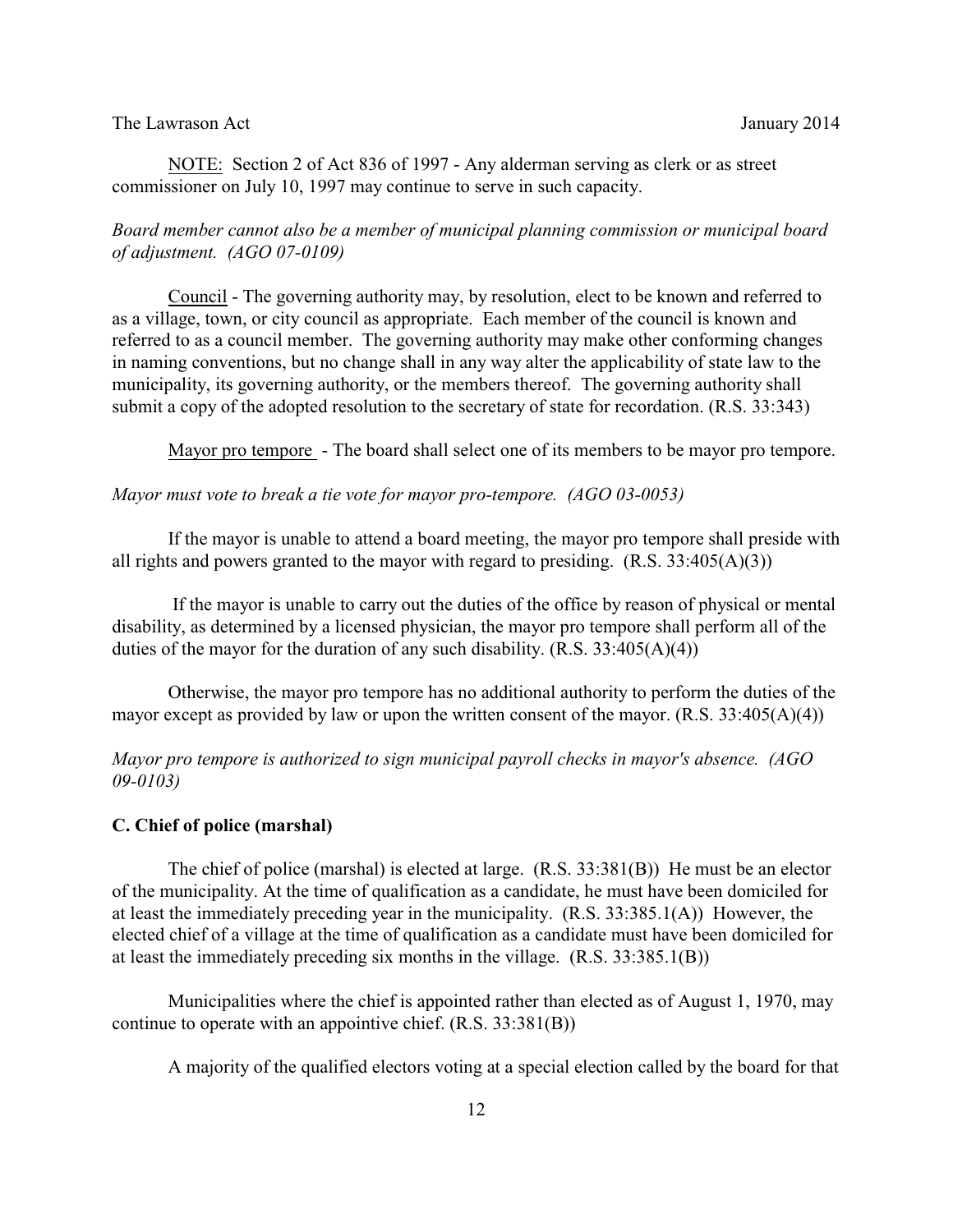<u>NOTE:</u> Section 2 of Act 836 of 1997 - Any alderman serving as clerk or as street commissioner on July 10, 1997 may continue to serve in such capacity.

*Board member cannot also be a member of municipal planning commission or municipal board of adjustment. (AGO 07-0109)*

<u>Council</u> - The governing authority may, by resolution, elect to be known and referred to as a village, town, or city council as appropriate. Each member of the council is known and referred to as a council member. The governing authority may make other conforming changes in naming conventions, but no change shall in any way alter the applicability of state law to the municipality, its governing authority, or the members thereof. The governing authority shall submit a copy of the adopted resolution to the secretary of state for recordation. (R.S. 33:343)

<u>Mayor pro tempore</u> - The board shall select one of its members to be mayor pro tempore.

*Mayor must vote to break a tie vote for mayor pro-tempore. (AGO 03-0053)*

If the mayor is unable to attend a board meeting, the mayor pro tempore shall preside with all rights and powers granted to the mayor with regard to presiding. (R.S. 33:405(A)(3))

If the mayor is unable to carry out the duties of the office by reason of physical or mental disability, as determined by a licensed physician, the mayor pro tempore shall perform all of the duties of the mayor for the duration of any such disability. (R.S. 33:405(A)(4))

Otherwise, the mayor pro tempore has no additional authority to perform the duties of the mayor except as provided by law or upon the written consent of the mayor. (R.S. 33:405(A)(4))

*Mayor pro tempore is authorized to sign municipal payroll checks in mayor's absence. (AGO 09-0103)*

**C. Chief of police (marshal)**

The chief of police (marshal) is elected at large. (R.S. 33:381(B)) He must be an elector of the municipality. At the time of qualification as a candidate, he must have been domiciled for at least the immediately preceding year in the municipality. (R.S. 33:385.1(A)) However, the elected chief of a village at the time of qualification as a candidate must have been domiciled for at least the immediately preceding six months in the village. (R.S. 33:385.1(B))

Municipalities where the chief is appointed rather than elected as of August 1, 1970, may continue to operate with an appointive chief. (R.S. 33:381(B))

A majority of the qualified electors voting at a special election called by the board for that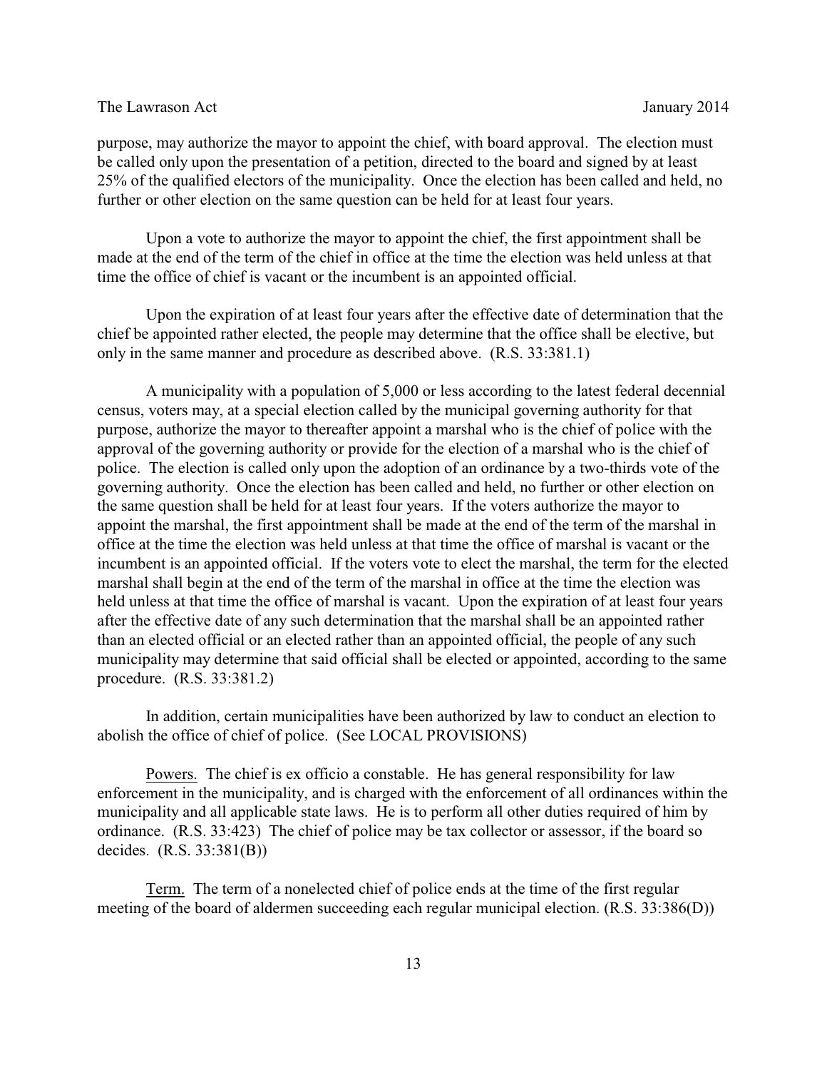purpose, may authorize the mayor to appoint the chief, with board approval. The election must be called only upon the presentation of a petition, directed to the board and signed by at least 25% of the qualified electors of the municipality. Once the election has been called and held, no further or other election on the same question can be held for at least four years.

Upon a vote to authorize the mayor to appoint the chief, the first appointment shall be made at the end of the term of the chief in office at the time the election was held unless at that time the office of chief is vacant or the incumbent is an appointed official.

Upon the expiration of at least four years after the effective date of determination that the chief be appointed rather elected, the people may determine that the office shall be elective, but only in the same manner and procedure as described above. (R.S. 33:381.1)

A municipality with a population of 5,000 or less according to the latest federal decennial census, voters may, at a special election called by the municipal governing authority for that purpose, authorize the mayor to thereafter appoint a marshal who is the chief of police with the approval of the governing authority or provide for the election of a marshal who is the chief of police. The election is called only upon the adoption of an ordinance by a two-thirds vote of the governing authority. Once the election has been called and held, no further or other election on the same question shall be held for at least four years. If the voters authorize the mayor to appoint the marshal, the first appointment shall be made at the end of the term of the marshal in office at the time the election was held unless at that time the office of marshal is vacant or the incumbent is an appointed official. If the voters vote to elect the marshal, the term for the elected marshal shall begin at the end of the term of the marshal in office at the time the election was held unless at that time the office of marshal is vacant. Upon the expiration of at least four years after the effective date of any such determination that the marshal shall be an appointed rather than an elected official or an elected rather than an appointed official, the people of any such municipality may determine that said official shall be elected or appointed, according to the same procedure. (R.S. 33:381.2)

In addition, certain municipalities have been authorized by law to conduct an election to abolish the office of chief of police. (See LOCAL PROVISIONS)

Powers. The chief is ex officio a constable. He has general responsibility for law enforcement in the municipality, and is charged with the enforcement of all ordinances within the municipality and all applicable state laws. He is to perform all other duties required of him by ordinance. (R.S. 33:423) The chief of police may be tax collector or assessor, if the board so decides. (R.S. 33:381(B))

Term. The term of a nonelected chief of police ends at the time of the first regular meeting of the board of aldermen succeeding each regular municipal election. (R.S. 33:386(D))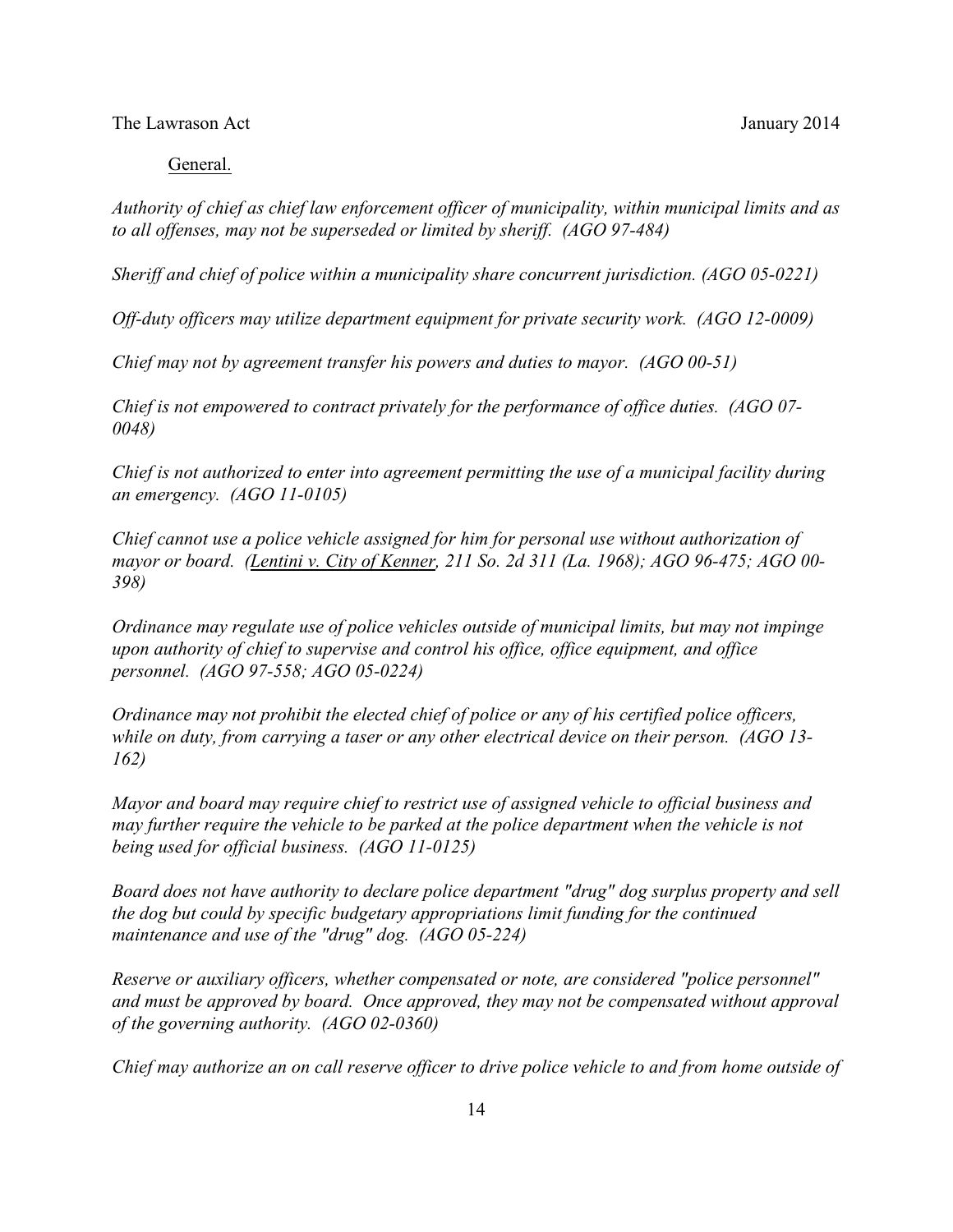<u>General.</u>

*Authority of chief as chief law enforcement officer of municipality, within municipal limits and as to all offenses, may not be superseded or limited by sheriff. (AGO 97-484)*

*Sheriff and chief of police within a municipality share concurrent jurisdiction. (AGO 05-0221)*

*Off-duty officers may utilize department equipment for private security work. (AGO 12-0009)*

*Chief may not by agreement transfer his powers and duties to mayor. (AGO 00-51)*

*Chief is not empowered to contract privately for the performance of office duties. (AGO 07-0048)*

*Chief is not authorized to enter into agreement permitting the use of a municipal facility during an emergency. (AGO 11-0105)*

*Chief cannot use a police vehicle assigned for him for personal use without authorization of mayor or board. (<u>Lentini v. City of Kenner</u>, 211 So. 2d 311 (La. 1968); AGO 96-475; AGO 00-398)*

*Ordinance may regulate use of police vehicles outside of municipal limits, but may not impinge upon authority of chief to supervise and control his office, office equipment, and office personnel. (AGO 97-558; AGO 05-0224)*

*Ordinance may not prohibit the elected chief of police or any of his certified police officers, while on duty, from carrying a taser or any other electrical device on their person. (AGO 13-162)*

*Mayor and board may require chief to restrict use of assigned vehicle to official business and may further require the vehicle to be parked at the police department when the vehicle is not being used for official business. (AGO 11-0125)*

*Board does not have authority to declare police department "drug" dog surplus property and sell the dog but could by specific budgetary appropriations limit funding for the continued maintenance and use of the "drug" dog. (AGO 05-224)*

*Reserve or auxiliary officers, whether compensated or note, are considered "police personnel" and must be approved by board. Once approved, they may not be compensated without approval of the governing authority. (AGO 02-0360)*

*Chief may authorize an on call reserve officer to drive police vehicle to and from home outside of*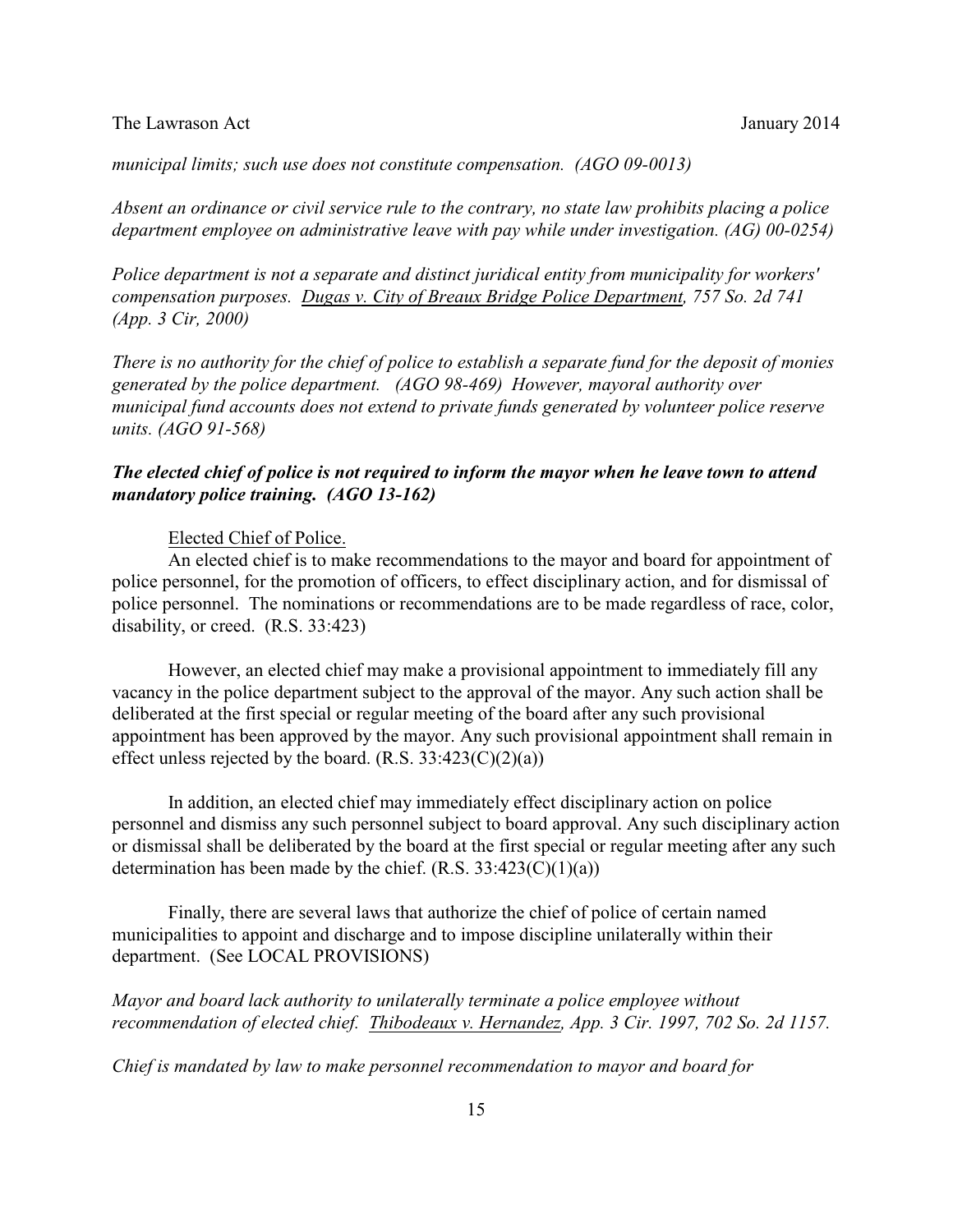*municipal limits; such use does not constitute compensation. (AGO 09-0013)*

*Absent an ordinance or civil service rule to the contrary, no state law prohibits placing a police department employee on administrative leave with pay while under investigation. (AG) 00-0254)*

*Police department is not a separate and distinct juridical entity from municipality for workers' compensation purposes. Dugas v. City of Breaux Bridge Police Department, 757 So. 2d 741 (App. 3 Cir, 2000)*

*There is no authority for the chief of police to establish a separate fund for the deposit of monies generated by the police department. (AGO 98-469) However, mayoral authority over municipal fund accounts does not extend to private funds generated by volunteer police reserve units. (AGO 91-568)*

***The elected chief of police is not required to inform the mayor when he leave town to attend mandatory police training. (AGO 13-162)***

Elected Chief of Police.

An elected chief is to make recommendations to the mayor and board for appointment of police personnel, for the promotion of officers, to effect disciplinary action, and for dismissal of police personnel. The nominations or recommendations are to be made regardless of race, color, disability, or creed. (R.S. 33:423)

However, an elected chief may make a provisional appointment to immediately fill any vacancy in the police department subject to the approval of the mayor. Any such action shall be deliberated at the first special or regular meeting of the board after any such provisional appointment has been approved by the mayor. Any such provisional appointment shall remain in effect unless rejected by the board. (R.S. 33:423(C)(2)(a))

In addition, an elected chief may immediately effect disciplinary action on police personnel and dismiss any such personnel subject to board approval. Any such disciplinary action or dismissal shall be deliberated by the board at the first special or regular meeting after any such determination has been made by the chief. (R.S. 33:423(C)(1)(a))

Finally, there are several laws that authorize the chief of police of certain named municipalities to appoint and discharge and to impose discipline unilaterally within their department. (See LOCAL PROVISIONS)

*Mayor and board lack authority to unilaterally terminate a police employee without recommendation of elected chief. Thibodeaux v. Hernandez, App. 3 Cir. 1997, 702 So. 2d 1157.*

*Chief is mandated by law to make personnel recommendation to mayor and board for*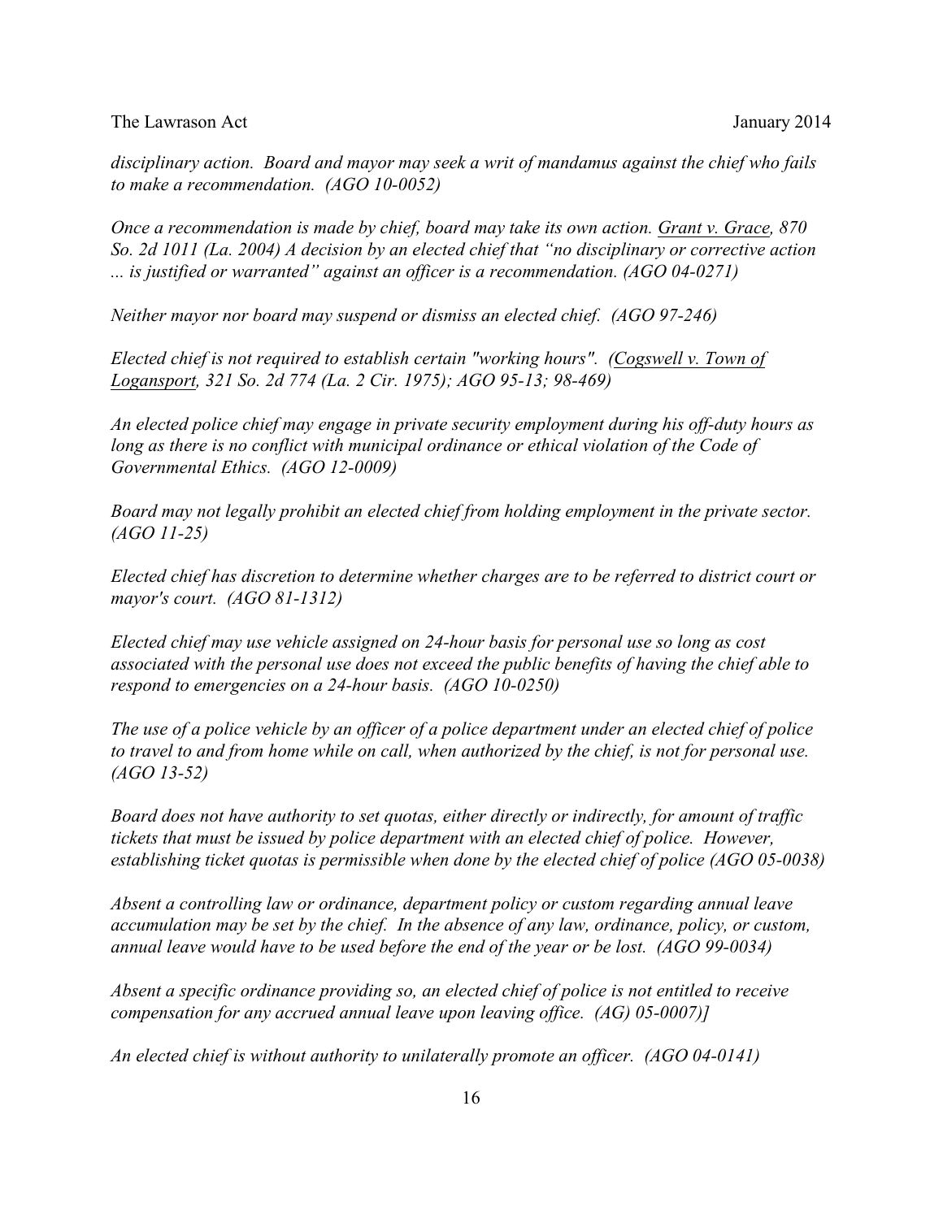*disciplinary action. Board and mayor may seek a writ of mandamus against the chief who fails to make a recommendation. (AGO 10-0052)*

*Once a recommendation is made by chief, board may take its own action. Grant v. Grace, 870 So. 2d 1011 (La. 2004) A decision by an elected chief that "no disciplinary or corrective action ... is justified or warranted" against an officer is a recommendation. (AGO 04-0271)*

*Neither mayor nor board may suspend or dismiss an elected chief. (AGO 97-246)*

*Elected chief is not required to establish certain "working hours". (Cogswell v. Town of Logansport, 321 So. 2d 774 (La. 2 Cir. 1975); AGO 95-13; 98-469)*

*An elected police chief may engage in private security employment during his off-duty hours as long as there is no conflict with municipal ordinance or ethical violation of the Code of Governmental Ethics. (AGO 12-0009)*

*Board may not legally prohibit an elected chief from holding employment in the private sector. (AGO 11-25)*

*Elected chief has discretion to determine whether charges are to be referred to district court or mayor's court. (AGO 81-1312)*

*Elected chief may use vehicle assigned on 24-hour basis for personal use so long as cost associated with the personal use does not exceed the public benefits of having the chief able to respond to emergencies on a 24-hour basis. (AGO 10-0250)*

*The use of a police vehicle by an officer of a police department under an elected chief of police to travel to and from home while on call, when authorized by the chief, is not for personal use. (AGO 13-52)*

*Board does not have authority to set quotas, either directly or indirectly, for amount of traffic tickets that must be issued by police department with an elected chief of police. However, establishing ticket quotas is permissible when done by the elected chief of police (AGO 05-0038)*

*Absent a controlling law or ordinance, department policy or custom regarding annual leave accumulation may be set by the chief. In the absence of any law, ordinance, policy, or custom, annual leave would have to be used before the end of the year or be lost. (AGO 99-0034)*

*Absent a specific ordinance providing so, an elected chief of police is not entitled to receive compensation for any accrued annual leave upon leaving office. (AG) 05-0007)]*

*An elected chief is without authority to unilaterally promote an officer. (AGO 04-0141)*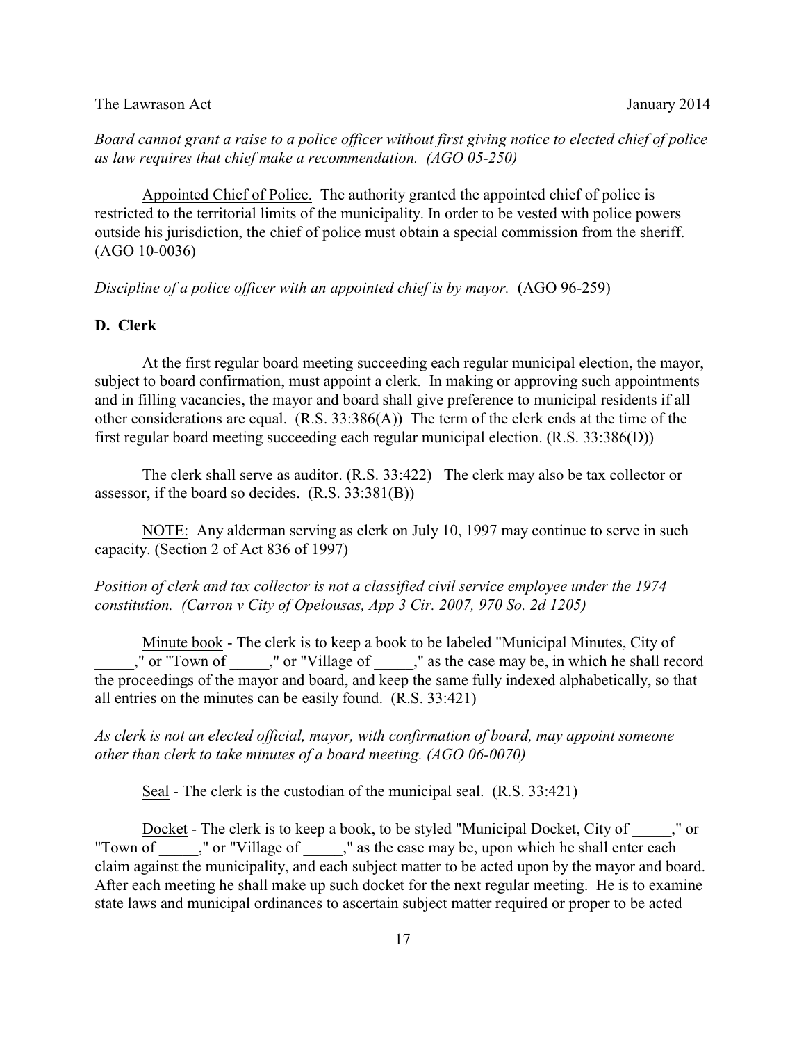*Board cannot grant a raise to a police officer without first giving notice to elected chief of police as law requires that chief make a recommendation. (AGO 05-250)*

Appointed Chief of Police. The authority granted the appointed chief of police is restricted to the territorial limits of the municipality. In order to be vested with police powers outside his jurisdiction, the chief of police must obtain a special commission from the sheriff. (AGO 10-0036)

*Discipline of a police officer with an appointed chief is by mayor.* (AGO 96-259)

**D. Clerk**

At the first regular board meeting succeeding each regular municipal election, the mayor, subject to board confirmation, must appoint a clerk. In making or approving such appointments and in filling vacancies, the mayor and board shall give preference to municipal residents if all other considerations are equal. (R.S. 33:386(A)) The term of the clerk ends at the time of the first regular board meeting succeeding each regular municipal election. (R.S. 33:386(D))

The clerk shall serve as auditor. (R.S. 33:422) The clerk may also be tax collector or assessor, if the board so decides. (R.S. 33:381(B))

NOTE: Any alderman serving as clerk on July 10, 1997 may continue to serve in such capacity. (Section 2 of Act 836 of 1997)

*Position of clerk and tax collector is not a classified civil service employee under the 1974 constitution. (Carron v City of Opelousas, App 3 Cir. 2007, 970 So. 2d 1205)*

Minute book - The clerk is to keep a book to be labeled "Municipal Minutes, City of _____," or "Town of _____," or "Village of _____," as the case may be, in which he shall record the proceedings of the mayor and board, and keep the same fully indexed alphabetically, so that all entries on the minutes can be easily found. (R.S. 33:421)

*As clerk is not an elected official, mayor, with confirmation of board, may appoint someone other than clerk to take minutes of a board meeting. (AGO 06-0070)*

Seal - The clerk is the custodian of the municipal seal. (R.S. 33:421)

Docket - The clerk is to keep a book, to be styled "Municipal Docket, City of _____," or "Town of _____," or "Village of _____," as the case may be, upon which he shall enter each claim against the municipality, and each subject matter to be acted upon by the mayor and board. After each meeting he shall make up such docket for the next regular meeting. He is to examine state laws and municipal ordinances to ascertain subject matter required or proper to be acted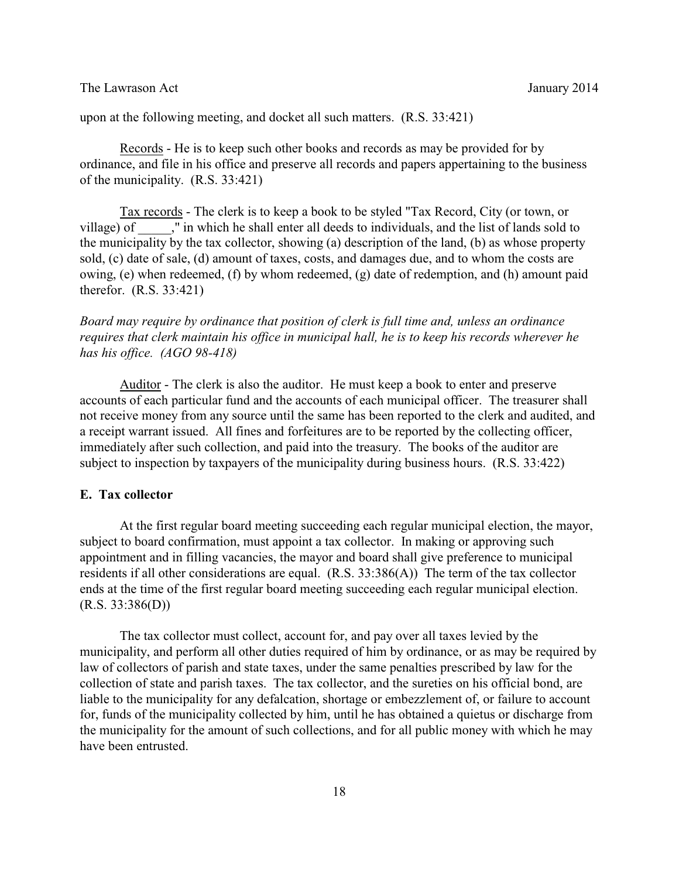upon at the following meeting, and docket all such matters. (R.S. 33:421)

Records - He is to keep such other books and records as may be provided for by ordinance, and file in his office and preserve all records and papers appertaining to the business of the municipality. (R.S. 33:421)

Tax records - The clerk is to keep a book to be styled "Tax Record, City (or town, or village) of _____," in which he shall enter all deeds to individuals, and the list of lands sold to the municipality by the tax collector, showing (a) description of the land, (b) as whose property sold, (c) date of sale, (d) amount of taxes, costs, and damages due, and to whom the costs are owing, (e) when redeemed, (f) by whom redeemed, (g) date of redemption, and (h) amount paid therefor. (R.S. 33:421)

*Board may require by ordinance that position of clerk is full time and, unless an ordinance requires that clerk maintain his office in municipal hall, he is to keep his records wherever he has his office. (AGO 98-418)*

Auditor - The clerk is also the auditor. He must keep a book to enter and preserve accounts of each particular fund and the accounts of each municipal officer. The treasurer shall not receive money from any source until the same has been reported to the clerk and audited, and a receipt warrant issued. All fines and forfeitures are to be reported by the collecting officer, immediately after such collection, and paid into the treasury. The books of the auditor are subject to inspection by taxpayers of the municipality during business hours. (R.S. 33:422)

**E. Tax collector**

At the first regular board meeting succeeding each regular municipal election, the mayor, subject to board confirmation, must appoint a tax collector. In making or approving such appointment and in filling vacancies, the mayor and board shall give preference to municipal residents if all other considerations are equal. (R.S. 33:386(A)) The term of the tax collector ends at the time of the first regular board meeting succeeding each regular municipal election. (R.S. 33:386(D))

The tax collector must collect, account for, and pay over all taxes levied by the municipality, and perform all other duties required of him by ordinance, or as may be required by law of collectors of parish and state taxes, under the same penalties prescribed by law for the collection of state and parish taxes. The tax collector, and the sureties on his official bond, are liable to the municipality for any defalcation, shortage or embezzlement of, or failure to account for, funds of the municipality collected by him, until he has obtained a quietus or discharge from the municipality for the amount of such collections, and for all public money with which he may have been entrusted.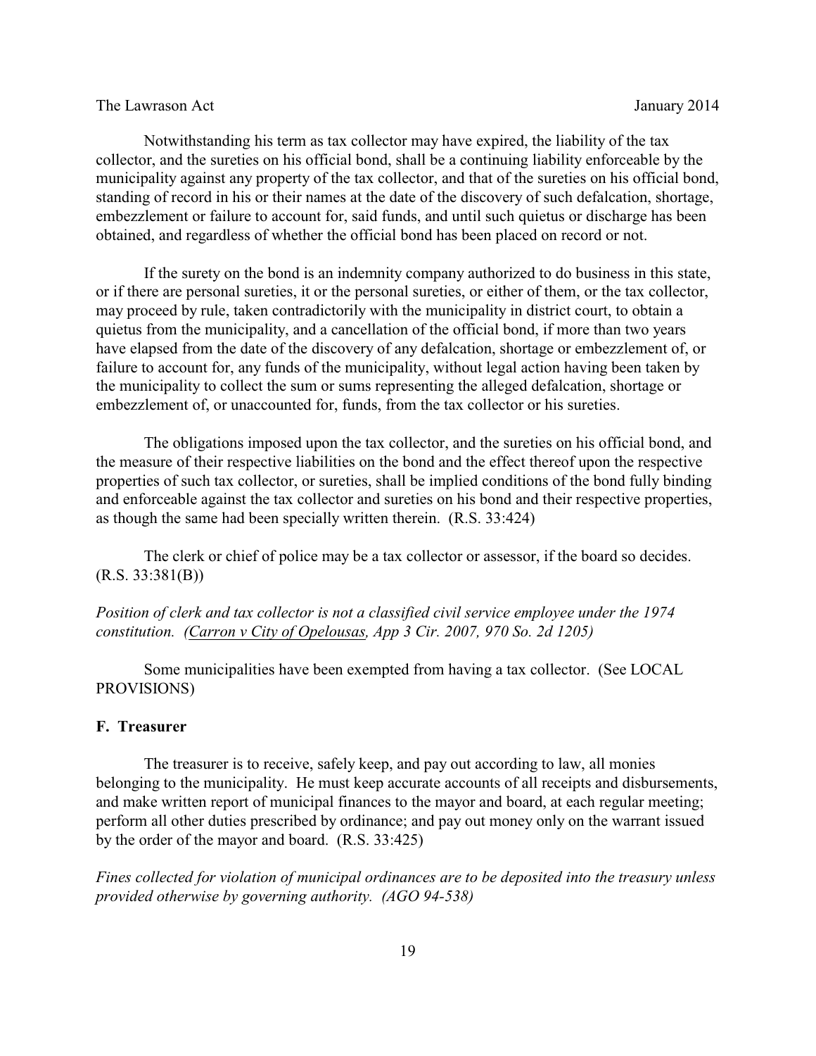Notwithstanding his term as tax collector may have expired, the liability of the tax collector, and the sureties on his official bond, shall be a continuing liability enforceable by the municipality against any property of the tax collector, and that of the sureties on his official bond, standing of record in his or their names at the date of the discovery of such defalcation, shortage, embezzlement or failure to account for, said funds, and until such quietus or discharge has been obtained, and regardless of whether the official bond has been placed on record or not.

If the surety on the bond is an indemnity company authorized to do business in this state, or if there are personal sureties, it or the personal sureties, or either of them, or the tax collector, may proceed by rule, taken contradictorily with the municipality in district court, to obtain a quietus from the municipality, and a cancellation of the official bond, if more than two years have elapsed from the date of the discovery of any defalcation, shortage or embezzlement of, or failure to account for, any funds of the municipality, without legal action having been taken by the municipality to collect the sum or sums representing the alleged defalcation, shortage or embezzlement of, or unaccounted for, funds, from the tax collector or his sureties.

The obligations imposed upon the tax collector, and the sureties on his official bond, and the measure of their respective liabilities on the bond and the effect thereof upon the respective properties of such tax collector, or sureties, shall be implied conditions of the bond fully binding and enforceable against the tax collector and sureties on his bond and their respective properties, as though the same had been specially written therein. (R.S. 33:424)

The clerk or chief of police may be a tax collector or assessor, if the board so decides. (R.S. 33:381(B))

*Position of clerk and tax collector is not a classified civil service employee under the 1974 constitution. (Carron v City of Opelousas, App 3 Cir. 2007, 970 So. 2d 1205)*

Some municipalities have been exempted from having a tax collector. (See LOCAL PROVISIONS)

### F. Treasurer

The treasurer is to receive, safely keep, and pay out according to law, all monies belonging to the municipality. He must keep accurate accounts of all receipts and disbursements, and make written report of municipal finances to the mayor and board, at each regular meeting; perform all other duties prescribed by ordinance; and pay out money only on the warrant issued by the order of the mayor and board. (R.S. 33:425)

*Fines collected for violation of municipal ordinances are to be deposited into the treasury unless provided otherwise by governing authority. (AGO 94-538)*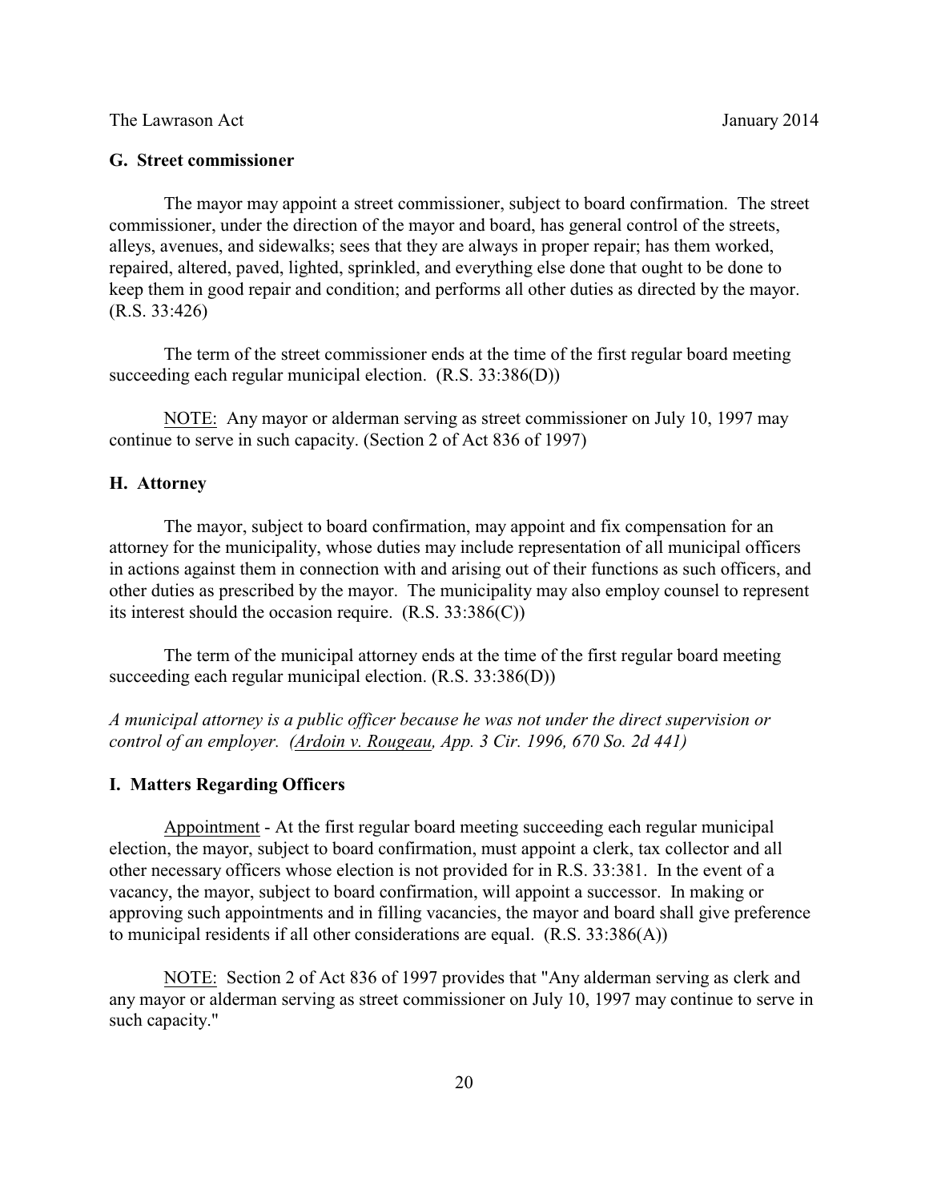### G. Street commissioner

The mayor may appoint a street commissioner, subject to board confirmation. The street commissioner, under the direction of the mayor and board, has general control of the streets, alleys, avenues, and sidewalks; sees that they are always in proper repair; has them worked, repaired, altered, paved, lighted, sprinkled, and everything else done that ought to be done to keep them in good repair and condition; and performs all other duties as directed by the mayor. (R.S. 33:426)

The term of the street commissioner ends at the time of the first regular board meeting succeeding each regular municipal election. (R.S. 33:386(D))

NOTE: Any mayor or alderman serving as street commissioner on July 10, 1997 may continue to serve in such capacity. (Section 2 of Act 836 of 1997)

### H. Attorney

The mayor, subject to board confirmation, may appoint and fix compensation for an attorney for the municipality, whose duties may include representation of all municipal officers in actions against them in connection with and arising out of their functions as such officers, and other duties as prescribed by the mayor. The municipality may also employ counsel to represent its interest should the occasion require. (R.S. 33:386(C))

The term of the municipal attorney ends at the time of the first regular board meeting succeeding each regular municipal election. (R.S. 33:386(D))

*A municipal attorney is a public officer because he was not under the direct supervision or control of an employer. (Ardoin v. Rougeau, App. 3 Cir. 1996, 670 So. 2d 441)*

### I. Matters Regarding Officers

Appointment - At the first regular board meeting succeeding each regular municipal election, the mayor, subject to board confirmation, must appoint a clerk, tax collector and all other necessary officers whose election is not provided for in R.S. 33:381. In the event of a vacancy, the mayor, subject to board confirmation, will appoint a successor. In making or approving such appointments and in filling vacancies, the mayor and board shall give preference to municipal residents if all other considerations are equal. (R.S. 33:386(A))

NOTE: Section 2 of Act 836 of 1997 provides that "Any alderman serving as clerk and any mayor or alderman serving as street commissioner on July 10, 1997 may continue to serve in such capacity."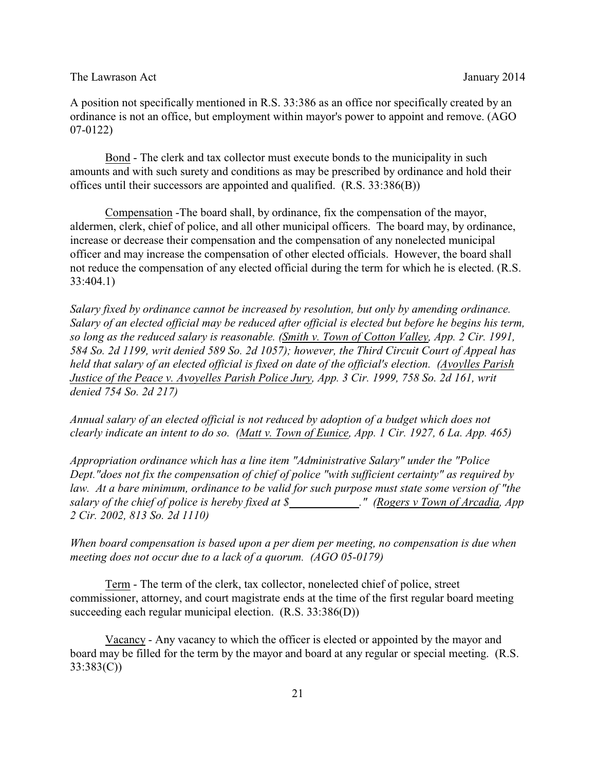A position not specifically mentioned in R.S. 33:386 as an office nor specifically created by an ordinance is not an office, but employment within mayor's power to appoint and remove. (AGO 07-0122)

<u>Bond</u> - The clerk and tax collector must execute bonds to the municipality in such amounts and with such surety and conditions as may be prescribed by ordinance and hold their offices until their successors are appointed and qualified. (R.S. 33:386(B))

<u>Compensation</u> -The board shall, by ordinance, fix the compensation of the mayor, aldermen, clerk, chief of police, and all other municipal officers. The board may, by ordinance, increase or decrease their compensation and the compensation of any nonelected municipal officer and may increase the compensation of other elected officials. However, the board shall not reduce the compensation of any elected official during the term for which he is elected. (R.S. 33:404.1)

*Salary fixed by ordinance cannot be increased by resolution, but only by amending ordinance. Salary of an elected official may be reduced after official is elected but before he begins his term, so long as the reduced salary is reasonable. (<u>Smith v. Town of Cotton Valley</u>, App. 2 Cir. 1991, 584 So. 2d 1199, writ denied 589 So. 2d 1057); however, the Third Circuit Court of Appeal has held that salary of an elected official is fixed on date of the official's election. (<u>Avoylles Parish Justice of the Peace v. Avoyelles Parish Police Jury</u>, App. 3 Cir. 1999, 758 So. 2d 161, writ denied 754 So. 2d 217)*

*Annual salary of an elected official is not reduced by adoption of a budget which does not clearly indicate an intent to do so. (<u>Matt v. Town of Eunice</u>, App. 1 Cir. 1927, 6 La. App. 465)*

*Appropriation ordinance which has a line item "Administrative Salary" under the "Police Dept."does not fix the compensation of chief of police "with sufficient certainty" as required by law. At a bare minimum, ordinance to be valid for such purpose must state some version of "the salary of the chief of police is hereby fixed at $____________." (<u>Rogers v Town of Arcadia</u>, App 2 Cir. 2002, 813 So. 2d 1110)*

*When board compensation is based upon a per diem per meeting, no compensation is due when meeting does not occur due to a lack of a quorum. (AGO 05-0179)*

<u>Term</u> - The term of the clerk, tax collector, nonelected chief of police, street commissioner, attorney, and court magistrate ends at the time of the first regular board meeting succeeding each regular municipal election. (R.S. 33:386(D))

<u>Vacancy</u> - Any vacancy to which the officer is elected or appointed by the mayor and board may be filled for the term by the mayor and board at any regular or special meeting. (R.S. 33:383(C))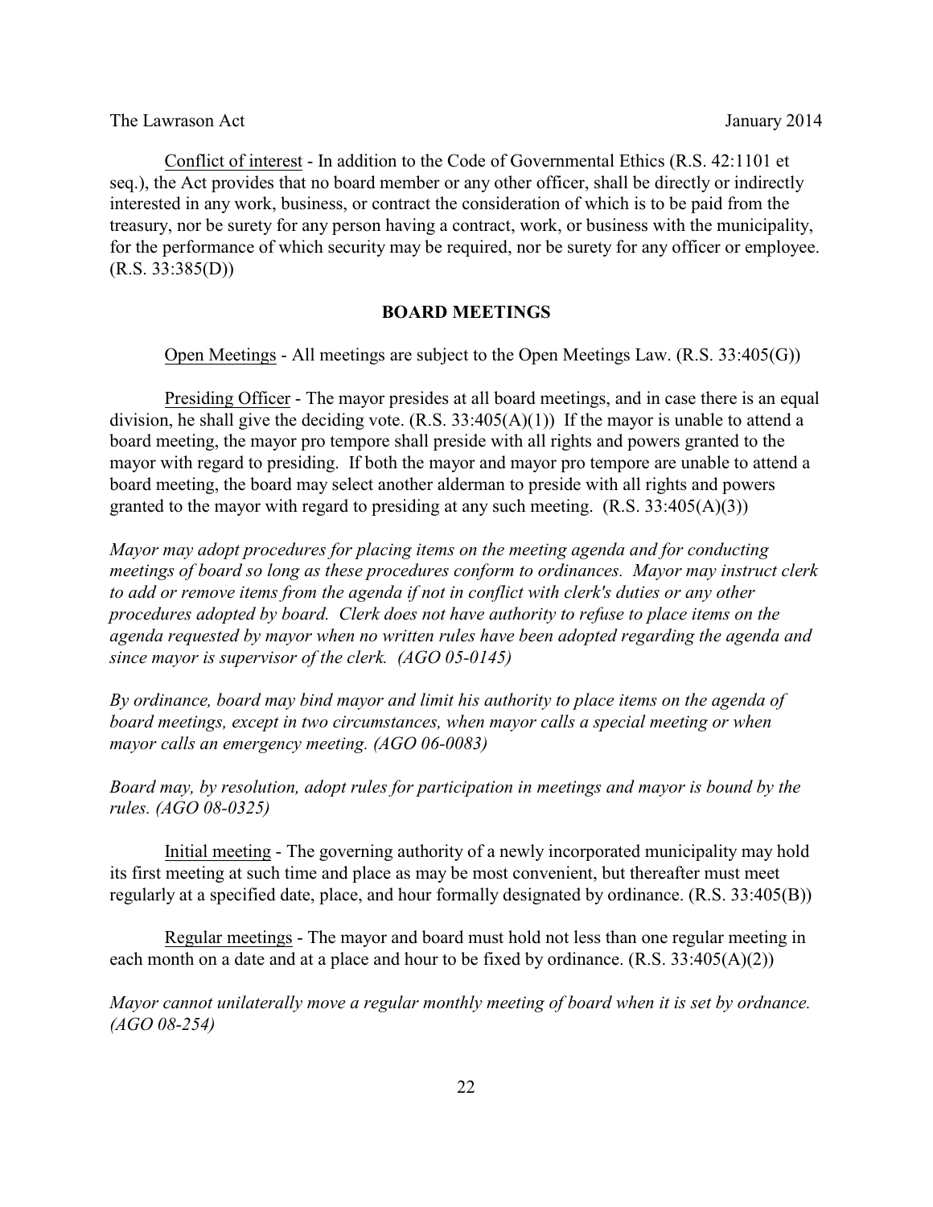Conflict of interest - In addition to the Code of Governmental Ethics (R.S. 42:1101 et seq.), the Act provides that no board member or any other officer, shall be directly or indirectly interested in any work, business, or contract the consideration of which is to be paid from the treasury, nor be surety for any person having a contract, work, or business with the municipality, for the performance of which security may be required, nor be surety for any officer or employee. (R.S. 33:385(D))

## BOARD MEETINGS

Open Meetings - All meetings are subject to the Open Meetings Law. (R.S. 33:405(G))

Presiding Officer - The mayor presides at all board meetings, and in case there is an equal division, he shall give the deciding vote. (R.S. 33:405(A)(1)) If the mayor is unable to attend a board meeting, the mayor pro tempore shall preside with all rights and powers granted to the mayor with regard to presiding. If both the mayor and mayor pro tempore are unable to attend a board meeting, the board may select another alderman to preside with all rights and powers granted to the mayor with regard to presiding at any such meeting. (R.S. 33:405(A)(3))

*Mayor may adopt procedures for placing items on the meeting agenda and for conducting meetings of board so long as these procedures conform to ordinances. Mayor may instruct clerk to add or remove items from the agenda if not in conflict with clerk's duties or any other procedures adopted by board. Clerk does not have authority to refuse to place items on the agenda requested by mayor when no written rules have been adopted regarding the agenda and since mayor is supervisor of the clerk. (AGO 05-0145)*

*By ordinance, board may bind mayor and limit his authority to place items on the agenda of board meetings, except in two circumstances, when mayor calls a special meeting or when mayor calls an emergency meeting. (AGO 06-0083)*

*Board may, by resolution, adopt rules for participation in meetings and mayor is bound by the rules. (AGO 08-0325)*

Initial meeting - The governing authority of a newly incorporated municipality may hold its first meeting at such time and place as may be most convenient, but thereafter must meet regularly at a specified date, place, and hour formally designated by ordinance. (R.S. 33:405(B))

Regular meetings - The mayor and board must hold not less than one regular meeting in each month on a date and at a place and hour to be fixed by ordinance. (R.S. 33:405(A)(2))

*Mayor cannot unilaterally move a regular monthly meeting of board when it is set by ordnance. (AGO 08-254)*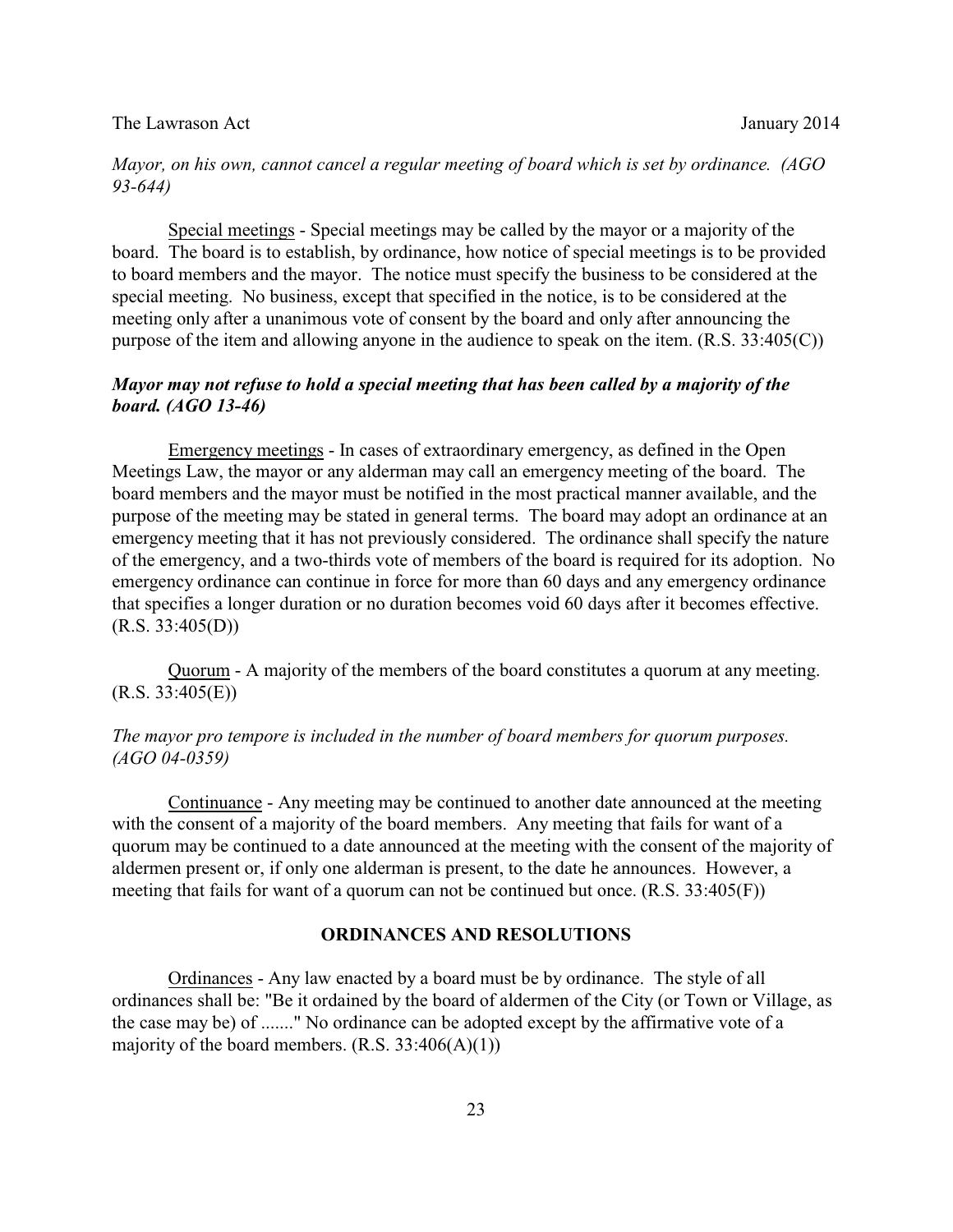*Mayor, on his own, cannot cancel a regular meeting of board which is set by ordinance. (AGO 93-644)*

Special meetings - Special meetings may be called by the mayor or a majority of the board. The board is to establish, by ordinance, how notice of special meetings is to be provided to board members and the mayor. The notice must specify the business to be considered at the special meeting. No business, except that specified in the notice, is to be considered at the meeting only after a unanimous vote of consent by the board and only after announcing the purpose of the item and allowing anyone in the audience to speak on the item. (R.S. 33:405(C))

***Mayor may not refuse to hold a special meeting that has been called by a majority of the board. (AGO 13-46)***

Emergency meetings - In cases of extraordinary emergency, as defined in the Open Meetings Law, the mayor or any alderman may call an emergency meeting of the board. The board members and the mayor must be notified in the most practical manner available, and the purpose of the meeting may be stated in general terms. The board may adopt an ordinance at an emergency meeting that it has not previously considered. The ordinance shall specify the nature of the emergency, and a two-thirds vote of members of the board is required for its adoption. No emergency ordinance can continue in force for more than 60 days and any emergency ordinance that specifies a longer duration or no duration becomes void 60 days after it becomes effective. (R.S. 33:405(D))

Quorum - A majority of the members of the board constitutes a quorum at any meeting. (R.S. 33:405(E))

*The mayor pro tempore is included in the number of board members for quorum purposes. (AGO 04-0359)*

Continuance - Any meeting may be continued to another date announced at the meeting with the consent of a majority of the board members. Any meeting that fails for want of a quorum may be continued to a date announced at the meeting with the consent of the majority of aldermen present or, if only one alderman is present, to the date he announces. However, a meeting that fails for want of a quorum can not be continued but once. (R.S. 33:405(F))

## ORDINANCES AND RESOLUTIONS

Ordinances - Any law enacted by a board must be by ordinance. The style of all ordinances shall be: "Be it ordained by the board of aldermen of the City (or Town or Village, as the case may be) of ......." No ordinance can be adopted except by the affirmative vote of a majority of the board members. (R.S. 33:406(A)(1))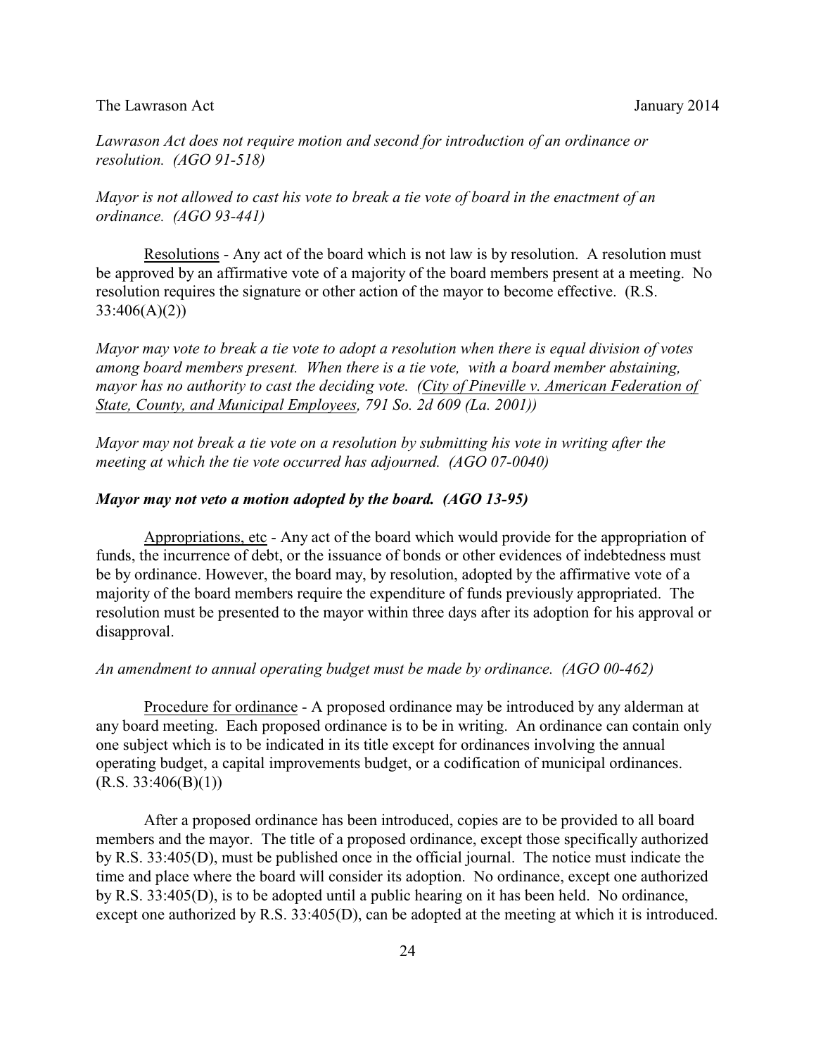*Lawrason Act does not require motion and second for introduction of an ordinance or resolution. (AGO 91-518)*

*Mayor is not allowed to cast his vote to break a tie vote of board in the enactment of an ordinance. (AGO 93-441)*

Resolutions - Any act of the board which is not law is by resolution. A resolution must be approved by an affirmative vote of a majority of the board members present at a meeting. No resolution requires the signature or other action of the mayor to become effective. (R.S. 33:406(A)(2))

*Mayor may vote to break a tie vote to adopt a resolution when there is equal division of votes among board members present. When there is a tie vote, with a board member abstaining, mayor has no authority to cast the deciding vote. (City of Pineville v. American Federation of State, County, and Municipal Employees, 791 So. 2d 609 (La. 2001))*

*Mayor may not break a tie vote on a resolution by submitting his vote in writing after the meeting at which the tie vote occurred has adjourned. (AGO 07-0040)*

***Mayor may not veto a motion adopted by the board. (AGO 13-95)***

Appropriations, etc - Any act of the board which would provide for the appropriation of funds, the incurrence of debt, or the issuance of bonds or other evidences of indebtedness must be by ordinance. However, the board may, by resolution, adopted by the affirmative vote of a majority of the board members require the expenditure of funds previously appropriated. The resolution must be presented to the mayor within three days after its adoption for his approval or disapproval.

*An amendment to annual operating budget must be made by ordinance. (AGO 00-462)*

Procedure for ordinance - A proposed ordinance may be introduced by any alderman at any board meeting. Each proposed ordinance is to be in writing. An ordinance can contain only one subject which is to be indicated in its title except for ordinances involving the annual operating budget, a capital improvements budget, or a codification of municipal ordinances. (R.S. 33:406(B)(1))

After a proposed ordinance has been introduced, copies are to be provided to all board members and the mayor. The title of a proposed ordinance, except those specifically authorized by R.S. 33:405(D), must be published once in the official journal. The notice must indicate the time and place where the board will consider its adoption. No ordinance, except one authorized by R.S. 33:405(D), is to be adopted until a public hearing on it has been held. No ordinance, except one authorized by R.S. 33:405(D), can be adopted at the meeting at which it is introduced.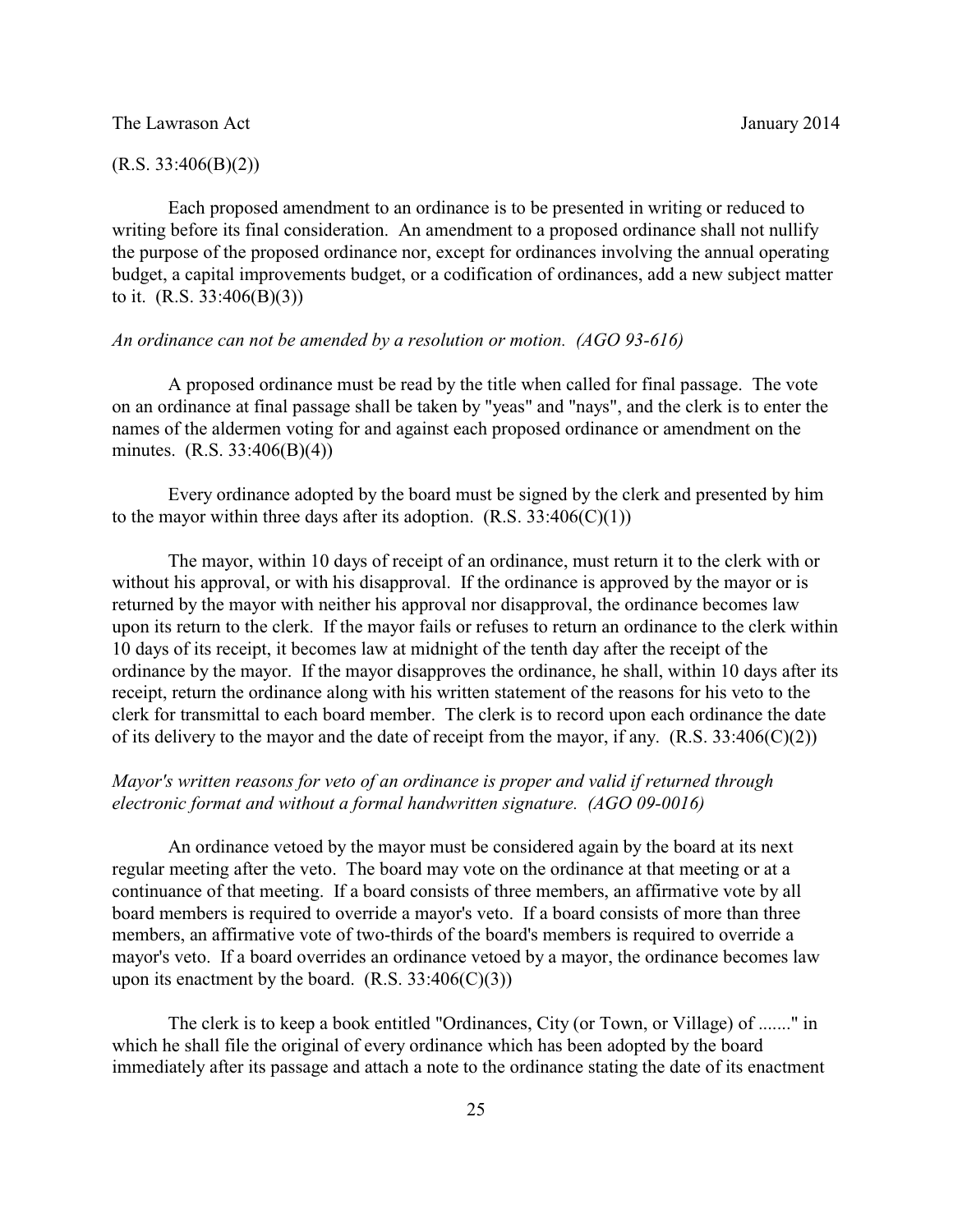(R.S. 33:406(B)(2))

Each proposed amendment to an ordinance is to be presented in writing or reduced to writing before its final consideration. An amendment to a proposed ordinance shall not nullify the purpose of the proposed ordinance nor, except for ordinances involving the annual operating budget, a capital improvements budget, or a codification of ordinances, add a new subject matter to it. (R.S. 33:406(B)(3))

*An ordinance can not be amended by a resolution or motion. (AGO 93-616)*

A proposed ordinance must be read by the title when called for final passage. The vote on an ordinance at final passage shall be taken by "yeas" and "nays", and the clerk is to enter the names of the aldermen voting for and against each proposed ordinance or amendment on the minutes. (R.S. 33:406(B)(4))

Every ordinance adopted by the board must be signed by the clerk and presented by him to the mayor within three days after its adoption. (R.S. 33:406(C)(1))

The mayor, within 10 days of receipt of an ordinance, must return it to the clerk with or without his approval, or with his disapproval. If the ordinance is approved by the mayor or is returned by the mayor with neither his approval nor disapproval, the ordinance becomes law upon its return to the clerk. If the mayor fails or refuses to return an ordinance to the clerk within 10 days of its receipt, it becomes law at midnight of the tenth day after the receipt of the ordinance by the mayor. If the mayor disapproves the ordinance, he shall, within 10 days after its receipt, return the ordinance along with his written statement of the reasons for his veto to the clerk for transmittal to each board member. The clerk is to record upon each ordinance the date of its delivery to the mayor and the date of receipt from the mayor, if any. (R.S. 33:406(C)(2))

*Mayor's written reasons for veto of an ordinance is proper and valid if returned through electronic format and without a formal handwritten signature. (AGO 09-0016)*

An ordinance vetoed by the mayor must be considered again by the board at its next regular meeting after the veto. The board may vote on the ordinance at that meeting or at a continuance of that meeting. If a board consists of three members, an affirmative vote by all board members is required to override a mayor's veto. If a board consists of more than three members, an affirmative vote of two-thirds of the board's members is required to override a mayor's veto. If a board overrides an ordinance vetoed by a mayor, the ordinance becomes law upon its enactment by the board. (R.S. 33:406(C)(3))

The clerk is to keep a book entitled "Ordinances, City (or Town, or Village) of ......." in which he shall file the original of every ordinance which has been adopted by the board immediately after its passage and attach a note to the ordinance stating the date of its enactment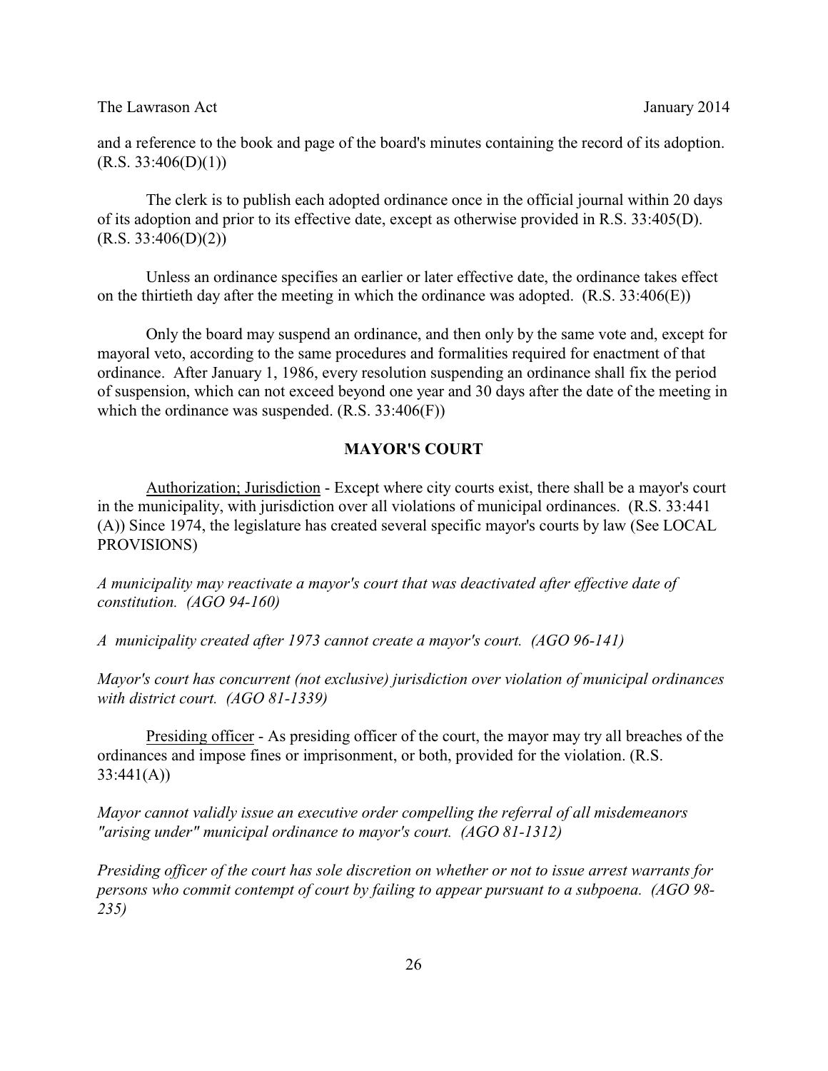and a reference to the book and page of the board's minutes containing the record of its adoption. (R.S. 33:406(D)(1))

The clerk is to publish each adopted ordinance once in the official journal within 20 days of its adoption and prior to its effective date, except as otherwise provided in R.S. 33:405(D). (R.S. 33:406(D)(2))

Unless an ordinance specifies an earlier or later effective date, the ordinance takes effect on the thirtieth day after the meeting in which the ordinance was adopted. (R.S. 33:406(E))

Only the board may suspend an ordinance, and then only by the same vote and, except for mayoral veto, according to the same procedures and formalities required for enactment of that ordinance. After January 1, 1986, every resolution suspending an ordinance shall fix the period of suspension, which can not exceed beyond one year and 30 days after the date of the meeting in which the ordinance was suspended. (R.S. 33:406(F))

## MAYOR'S COURT

Authorization; Jurisdiction - Except where city courts exist, there shall be a mayor's court in the municipality, with jurisdiction over all violations of municipal ordinances. (R.S. 33:441 (A)) Since 1974, the legislature has created several specific mayor's courts by law (See LOCAL PROVISIONS)

*A municipality may reactivate a mayor's court that was deactivated after effective date of constitution. (AGO 94-160)*

*A municipality created after 1973 cannot create a mayor's court. (AGO 96-141)*

*Mayor's court has concurrent (not exclusive) jurisdiction over violation of municipal ordinances with district court. (AGO 81-1339)*

Presiding officer - As presiding officer of the court, the mayor may try all breaches of the ordinances and impose fines or imprisonment, or both, provided for the violation. (R.S. 33:441(A))

*Mayor cannot validly issue an executive order compelling the referral of all misdemeanors "arising under" municipal ordinance to mayor's court. (AGO 81-1312)*

*Presiding officer of the court has sole discretion on whether or not to issue arrest warrants for persons who commit contempt of court by failing to appear pursuant to a subpoena. (AGO 98-235)*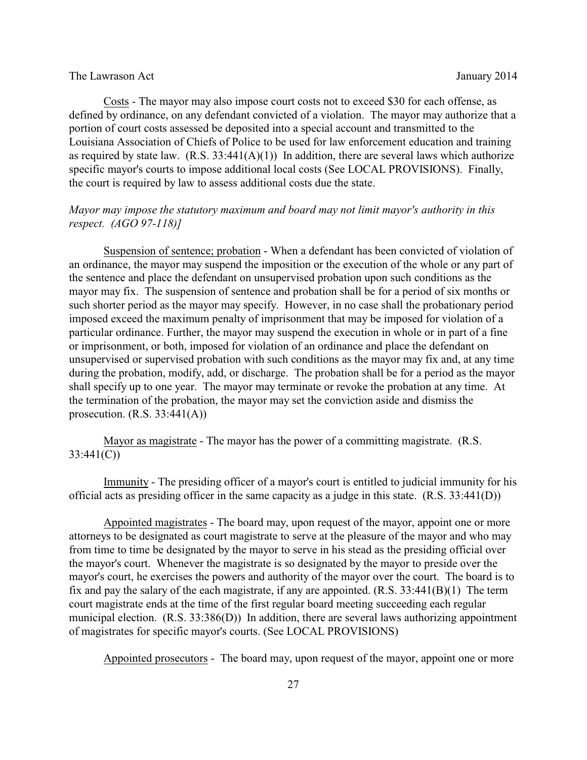<u>Costs</u> - The mayor may also impose court costs not to exceed $30 for each offense, as defined by ordinance, on any defendant convicted of a violation. The mayor may authorize that a portion of court costs assessed be deposited into a special account and transmitted to the Louisiana Association of Chiefs of Police to be used for law enforcement education and training as required by state law. (R.S. 33:441(A)(1)) In addition, there are several laws which authorize specific mayor's courts to impose additional local costs (See LOCAL PROVISIONS). Finally, the court is required by law to assess additional costs due the state.

*Mayor may impose the statutory maximum and board may not limit mayor's authority in this respect. (AGO 97-118)]*

<u>Suspension of sentence; probation</u> - When a defendant has been convicted of violation of an ordinance, the mayor may suspend the imposition or the execution of the whole or any part of the sentence and place the defendant on unsupervised probation upon such conditions as the mayor may fix. The suspension of sentence and probation shall be for a period of six months or such shorter period as the mayor may specify. However, in no case shall the probationary period imposed exceed the maximum penalty of imprisonment that may be imposed for violation of a particular ordinance. Further, the mayor may suspend the execution in whole or in part of a fine or imprisonment, or both, imposed for violation of an ordinance and place the defendant on unsupervised or supervised probation with such conditions as the mayor may fix and, at any time during the probation, modify, add, or discharge. The probation shall be for a period as the mayor shall specify up to one year. The mayor may terminate or revoke the probation at any time. At the termination of the probation, the mayor may set the conviction aside and dismiss the prosecution. (R.S. 33:441(A))

<u>Mayor as magistrate</u> - The mayor has the power of a committing magistrate. (R.S. 33:441(C))

<u>Immunity</u> - The presiding officer of a mayor's court is entitled to judicial immunity for his official acts as presiding officer in the same capacity as a judge in this state. (R.S. 33:441(D))

<u>Appointed magistrates</u> - The board may, upon request of the mayor, appoint one or more attorneys to be designated as court magistrate to serve at the pleasure of the mayor and who may from time to time be designated by the mayor to serve in his stead as the presiding official over the mayor's court. Whenever the magistrate is so designated by the mayor to preside over the mayor's court, he exercises the powers and authority of the mayor over the court. The board is to fix and pay the salary of the each magistrate, if any are appointed. (R.S. 33:441(B)(1) The term court magistrate ends at the time of the first regular board meeting succeeding each regular municipal election. (R.S. 33:386(D)) In addition, there are several laws authorizing appointment of magistrates for specific mayor's courts. (See LOCAL PROVISIONS)

<u>Appointed prosecutors</u> - The board may, upon request of the mayor, appoint one or more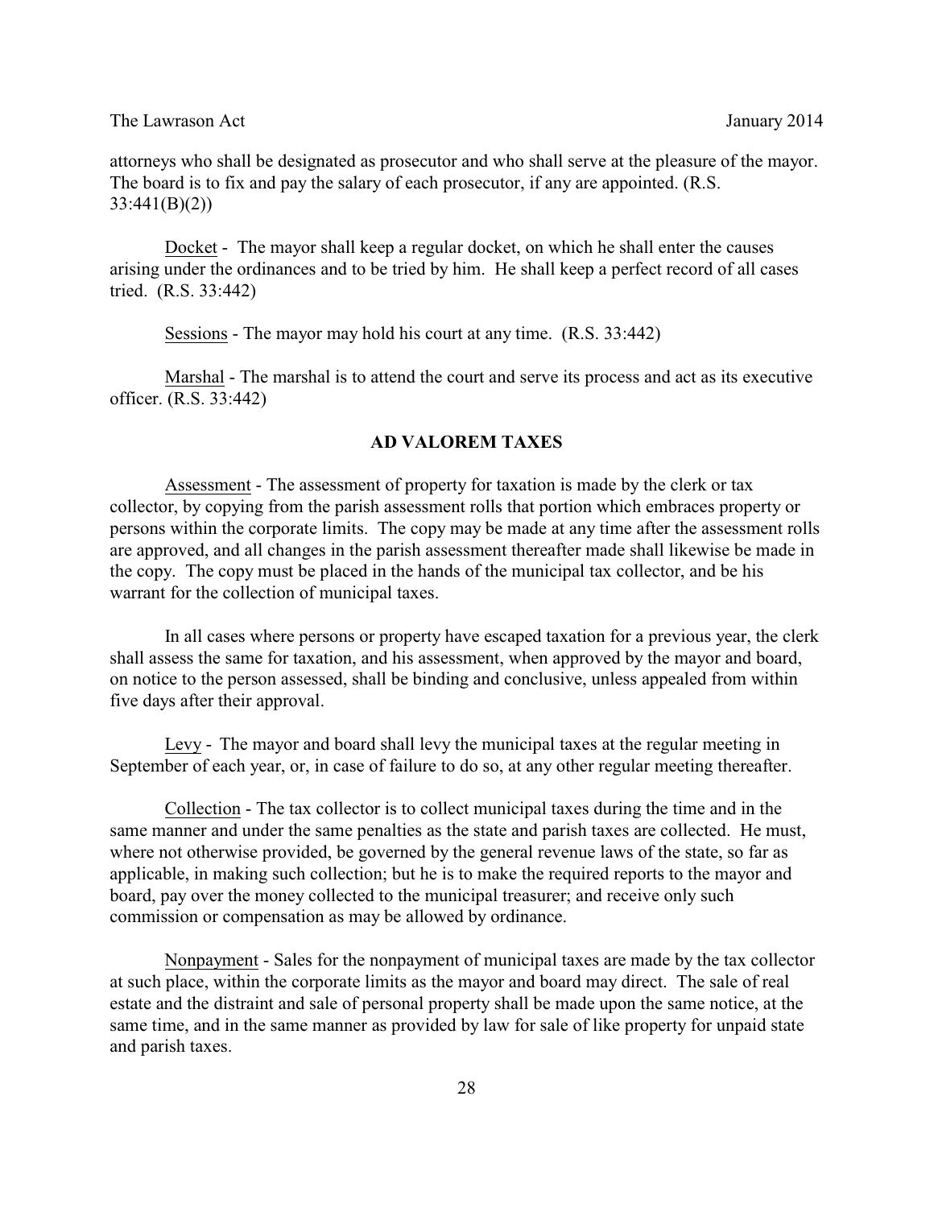attorneys who shall be designated as prosecutor and who shall serve at the pleasure of the mayor. The board is to fix and pay the salary of each prosecutor, if any are appointed. (R.S. 33:441(B)(2))

Docket - The mayor shall keep a regular docket, on which he shall enter the causes arising under the ordinances and to be tried by him. He shall keep a perfect record of all cases tried. (R.S. 33:442)

Sessions - The mayor may hold his court at any time. (R.S. 33:442)

Marshal - The marshal is to attend the court and serve its process and act as its executive officer. (R.S. 33:442)

## AD VALOREM TAXES

Assessment - The assessment of property for taxation is made by the clerk or tax collector, by copying from the parish assessment rolls that portion which embraces property or persons within the corporate limits. The copy may be made at any time after the assessment rolls are approved, and all changes in the parish assessment thereafter made shall likewise be made in the copy. The copy must be placed in the hands of the municipal tax collector, and be his warrant for the collection of municipal taxes.

In all cases where persons or property have escaped taxation for a previous year, the clerk shall assess the same for taxation, and his assessment, when approved by the mayor and board, on notice to the person assessed, shall be binding and conclusive, unless appealed from within five days after their approval.

Levy - The mayor and board shall levy the municipal taxes at the regular meeting in September of each year, or, in case of failure to do so, at any other regular meeting thereafter.

Collection - The tax collector is to collect municipal taxes during the time and in the same manner and under the same penalties as the state and parish taxes are collected. He must, where not otherwise provided, be governed by the general revenue laws of the state, so far as applicable, in making such collection; but he is to make the required reports to the mayor and board, pay over the money collected to the municipal treasurer; and receive only such commission or compensation as may be allowed by ordinance.

Nonpayment - Sales for the nonpayment of municipal taxes are made by the tax collector at such place, within the corporate limits as the mayor and board may direct. The sale of real estate and the distraint and sale of personal property shall be made upon the same notice, at the same time, and in the same manner as provided by law for sale of like property for unpaid state and parish taxes.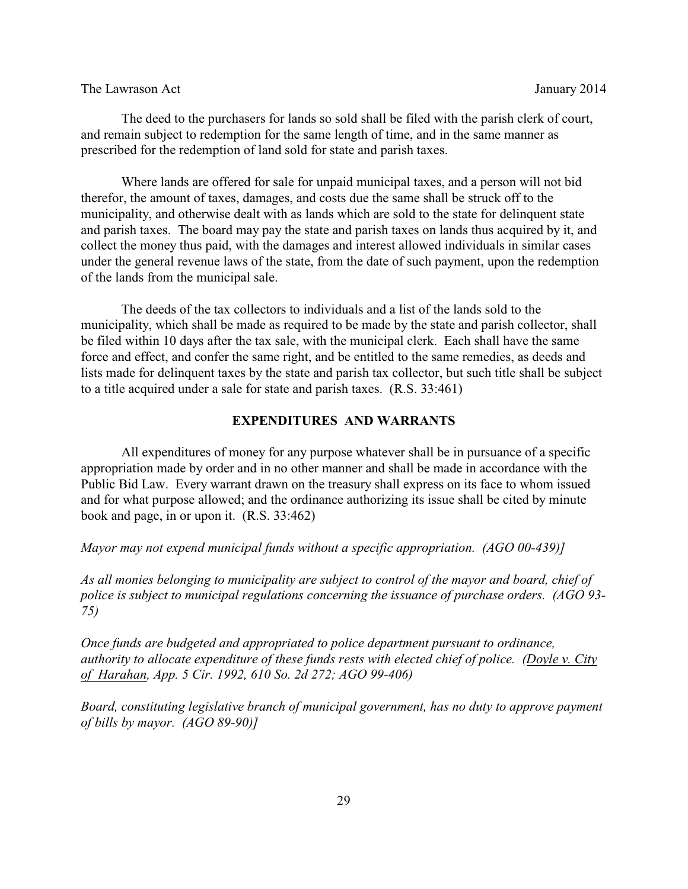The deed to the purchasers for lands so sold shall be filed with the parish clerk of court, and remain subject to redemption for the same length of time, and in the same manner as prescribed for the redemption of land sold for state and parish taxes.

Where lands are offered for sale for unpaid municipal taxes, and a person will not bid therefor, the amount of taxes, damages, and costs due the same shall be struck off to the municipality, and otherwise dealt with as lands which are sold to the state for delinquent state and parish taxes. The board may pay the state and parish taxes on lands thus acquired by it, and collect the money thus paid, with the damages and interest allowed individuals in similar cases under the general revenue laws of the state, from the date of such payment, upon the redemption of the lands from the municipal sale.

The deeds of the tax collectors to individuals and a list of the lands sold to the municipality, which shall be made as required to be made by the state and parish collector, shall be filed within 10 days after the tax sale, with the municipal clerk. Each shall have the same force and effect, and confer the same right, and be entitled to the same remedies, as deeds and lists made for delinquent taxes by the state and parish tax collector, but such title shall be subject to a title acquired under a sale for state and parish taxes. (R.S. 33:461)

## EXPENDITURES AND WARRANTS

All expenditures of money for any purpose whatever shall be in pursuance of a specific appropriation made by order and in no other manner and shall be made in accordance with the Public Bid Law. Every warrant drawn on the treasury shall express on its face to whom issued and for what purpose allowed; and the ordinance authorizing its issue shall be cited by minute book and page, in or upon it. (R.S. 33:462)

*Mayor may not expend municipal funds without a specific appropriation. (AGO 00-439)]*

*As all monies belonging to municipality are subject to control of the mayor and board, chief of police is subject to municipal regulations concerning the issuance of purchase orders. (AGO 93-75)*

*Once funds are budgeted and appropriated to police department pursuant to ordinance, authority to allocate expenditure of these funds rests with elected chief of police. (Doyle v. City of Harahan, App. 5 Cir. 1992, 610 So. 2d 272; AGO 99-406)*

*Board, constituting legislative branch of municipal government, has no duty to approve payment of bills by mayor. (AGO 89-90)]*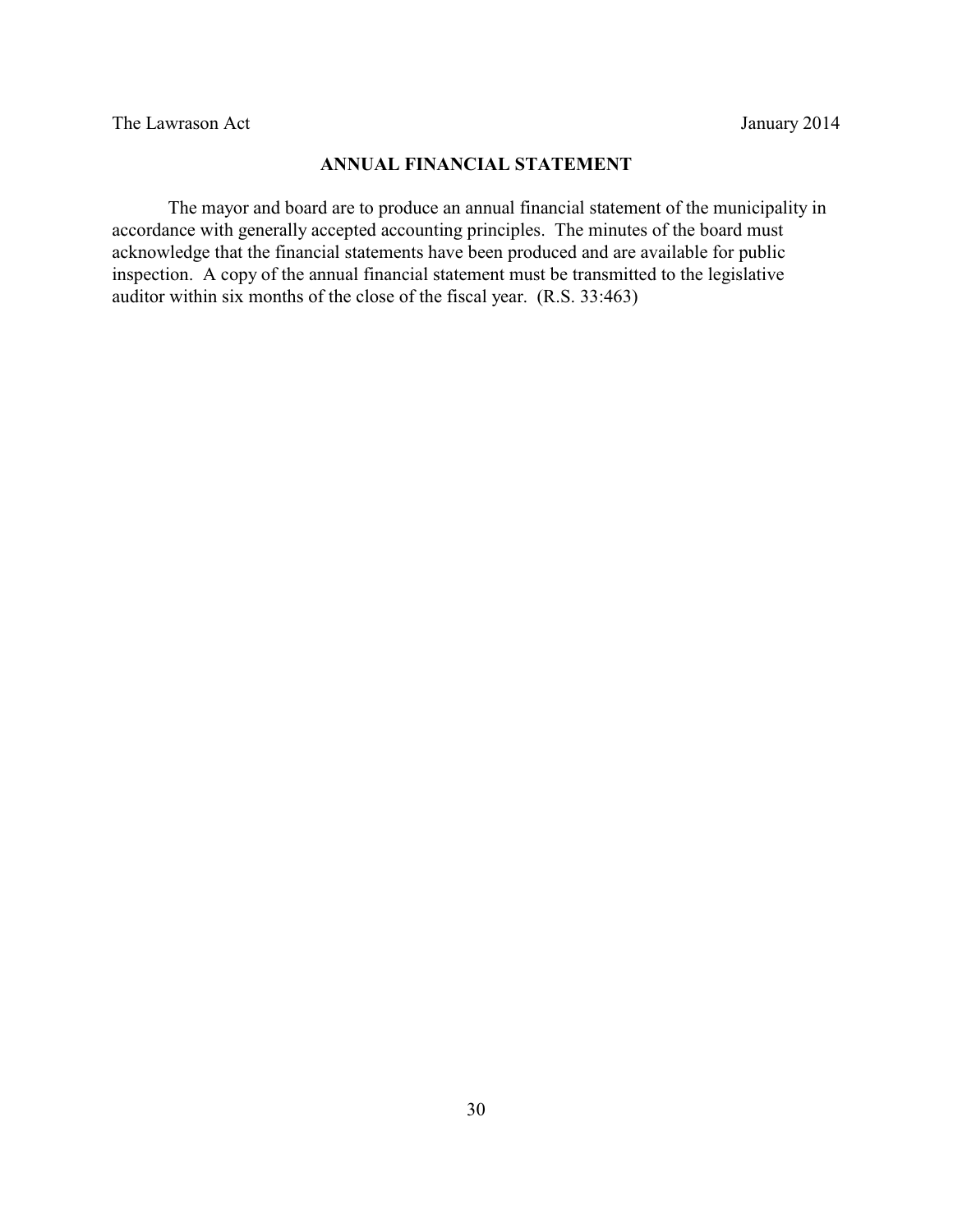## ANNUAL FINANCIAL STATEMENT

The mayor and board are to produce an annual financial statement of the municipality in accordance with generally accepted accounting principles. The minutes of the board must acknowledge that the financial statements have been produced and are available for public inspection. A copy of the annual financial statement must be transmitted to the legislative auditor within six months of the close of the fiscal year. (R.S. 33:463)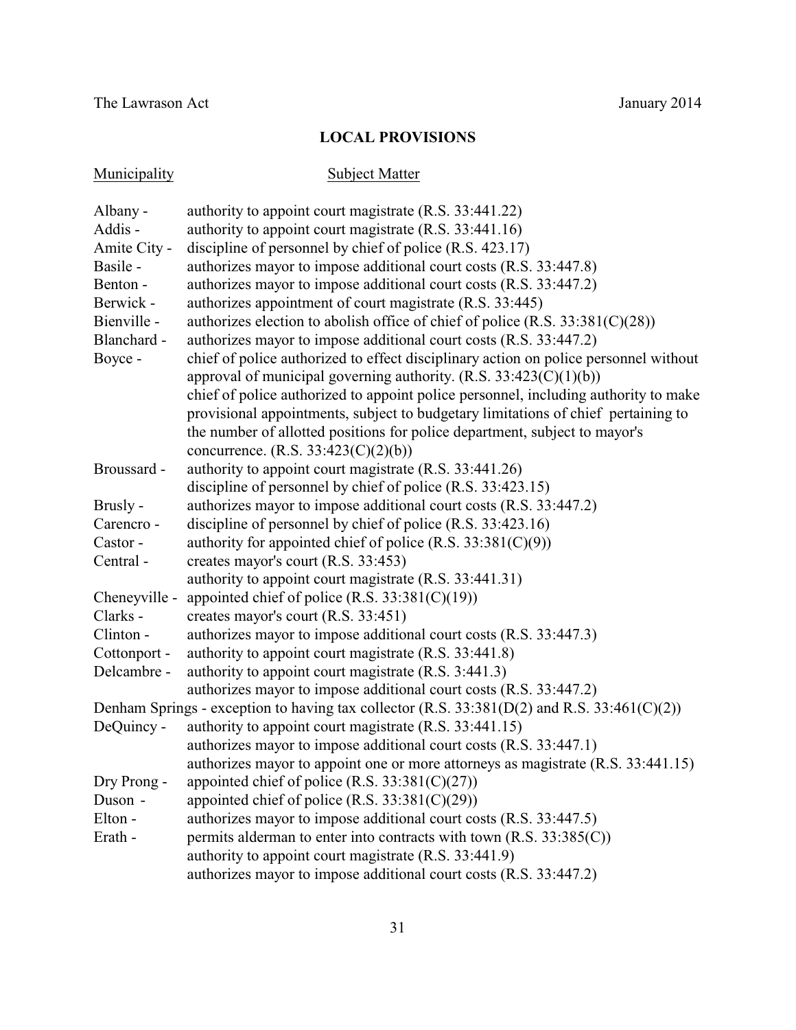## LOCAL PROVISIONS

| Municipality | Subject Matter |
|---|---|
| Albany - | authority to appoint court magistrate (R.S. 33:441.22) |
| Addis - | authority to appoint court magistrate (R.S. 33:441.16) |
| Amite City - | discipline of personnel by chief of police (R.S. 423.17) |
| Basile - | authorizes mayor to impose additional court costs (R.S. 33:447.8) |
| Benton - | authorizes mayor to impose additional court costs (R.S. 33:447.2) |
| Berwick - | authorizes appointment of court magistrate (R.S. 33:445) |
| Bienville - | authorizes election to abolish office of chief of police (R.S. 33:381(C)(28)) |
| Blanchard - | authorizes mayor to impose additional court costs (R.S. 33:447.2) |
| Boyce - | chief of police authorized to effect disciplinary action on police personnel without approval of municipal governing authority. (R.S. 33:423(C)(1)(b)) |
| | chief of police authorized to appoint police personnel, including authority to make provisional appointments, subject to budgetary limitations of chief pertaining to the number of allotted positions for police department, subject to mayor's concurrence. (R.S. 33:423(C)(2)(b)) |
| Broussard - | authority to appoint court magistrate (R.S. 33:441.26) |
| | discipline of personnel by chief of police (R.S. 33:423.15) |
| Brusly - | authorizes mayor to impose additional court costs (R.S. 33:447.2) |
| Carencro - | discipline of personnel by chief of police (R.S. 33:423.16) |
| Castor - | authority for appointed chief of police (R.S. 33:381(C)(9)) |
| Central - | creates mayor's court (R.S. 33:453) |
| | authority to appoint court magistrate (R.S. 33:441.31) |
| Cheneyville - | appointed chief of police (R.S. 33:381(C)(19)) |
| Clarks - | creates mayor's court (R.S. 33:451) |
| Clinton - | authorizes mayor to impose additional court costs (R.S. 33:447.3) |
| Cottonport - | authority to appoint court magistrate (R.S. 33:441.8) |
| Delcambre - | authority to appoint court magistrate (R.S. 3:441.3) |
| | authorizes mayor to impose additional court costs (R.S. 33:447.2) |
| Denham Springs - | exception to having tax collector (R.S. 33:381(D(2) and R.S. 33:461(C)(2)) |
| DeQuincy - | authority to appoint court magistrate (R.S. 33:441.15) |
| | authorizes mayor to impose additional court costs (R.S. 33:447.1) |
| | authorizes mayor to appoint one or more attorneys as magistrate (R.S. 33:441.15) |
| Dry Prong - | appointed chief of police (R.S. 33:381(C)(27)) |
| Duson - | appointed chief of police (R.S. 33:381(C)(29)) |
| Elton - | authorizes mayor to impose additional court costs (R.S. 33:447.5) |
| Erath - | permits alderman to enter into contracts with town (R.S. 33:385(C)) |
| | authority to appoint court magistrate (R.S. 33:441.9) |
| | authorizes mayor to impose additional court costs (R.S. 33:447.2) |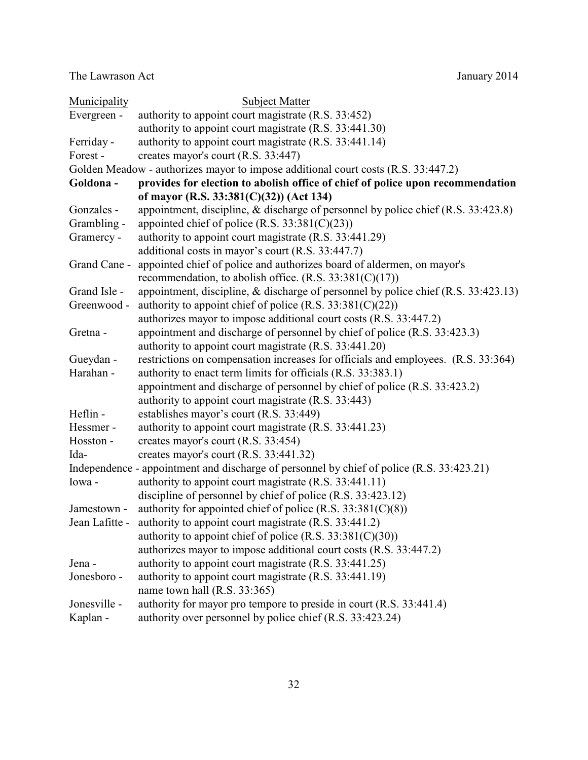| Municipality | Subject Matter |
|---|---|
| Evergreen - | authority to appoint court magistrate (R.S. 33:452) |
| | authority to appoint court magistrate (R.S. 33:441.30) |
| Ferriday - | authority to appoint court magistrate (R.S. 33:441.14) |
| Forest - | creates mayor's court (R.S. 33:447) |
| Golden Meadow - | authorizes mayor to impose additional court costs (R.S. 33:447.2) |
| **Goldona -** | **provides for election to abolish office of chief of police upon recommendation of mayor (R.S. 33:381(C)(32)) (Act 134)** |
| Gonzales - | appointment, discipline, & discharge of personnel by police chief (R.S. 33:423.8) |
| Grambling - | appointed chief of police (R.S. 33:381(C)(23)) |
| Gramercy - | authority to appoint court magistrate (R.S. 33:441.29) |
| | additional costs in mayor's court (R.S. 33:447.7) |
| Grand Cane - | appointed chief of police and authorizes board of aldermen, on mayor's recommendation, to abolish office. (R.S. 33:381(C)(17)) |
| Grand Isle - | appointment, discipline, & discharge of personnel by police chief (R.S. 33:423.13) |
| Greenwood - | authority to appoint chief of police (R.S. 33:381(C)(22)) |
| | authorizes mayor to impose additional court costs (R.S. 33:447.2) |
| Gretna - | appointment and discharge of personnel by chief of police (R.S. 33:423.3) |
| | authority to appoint court magistrate (R.S. 33:441.20) |
| Gueydan - | restrictions on compensation increases for officials and employees. (R.S. 33:364) |
| Harahan - | authority to enact term limits for officials (R.S. 33:383.1) |
| | appointment and discharge of personnel by chief of police (R.S. 33:423.2) |
| | authority to appoint court magistrate (R.S. 33:443) |
| Heflin - | establishes mayor's court (R.S. 33:449) |
| Hessmer - | authority to appoint court magistrate (R.S. 33:441.23) |
| Hosston - | creates mayor's court (R.S. 33:454) |
| Ida- | creates mayor's court (R.S. 33:441.32) |
| Independence - | appointment and discharge of personnel by chief of police (R.S. 33:423.21) |
| Iowa - | authority to appoint court magistrate (R.S. 33:441.11) |
| | discipline of personnel by chief of police (R.S. 33:423.12) |
| Jamestown - | authority for appointed chief of police (R.S. 33:381(C)(8)) |
| Jean Lafitte - | authority to appoint court magistrate (R.S. 33:441.2) |
| | authority to appoint chief of police (R.S. 33:381(C)(30)) |
| | authorizes mayor to impose additional court costs (R.S. 33:447.2) |
| Jena - | authority to appoint court magistrate (R.S. 33:441.25) |
| Jonesboro - | authority to appoint court magistrate (R.S. 33:441.19) |
| | name town hall (R.S. 33:365) |
| Jonesville - | authority for mayor pro tempore to preside in court (R.S. 33:441.4) |
| Kaplan - | authority over personnel by police chief (R.S. 33:423.24) |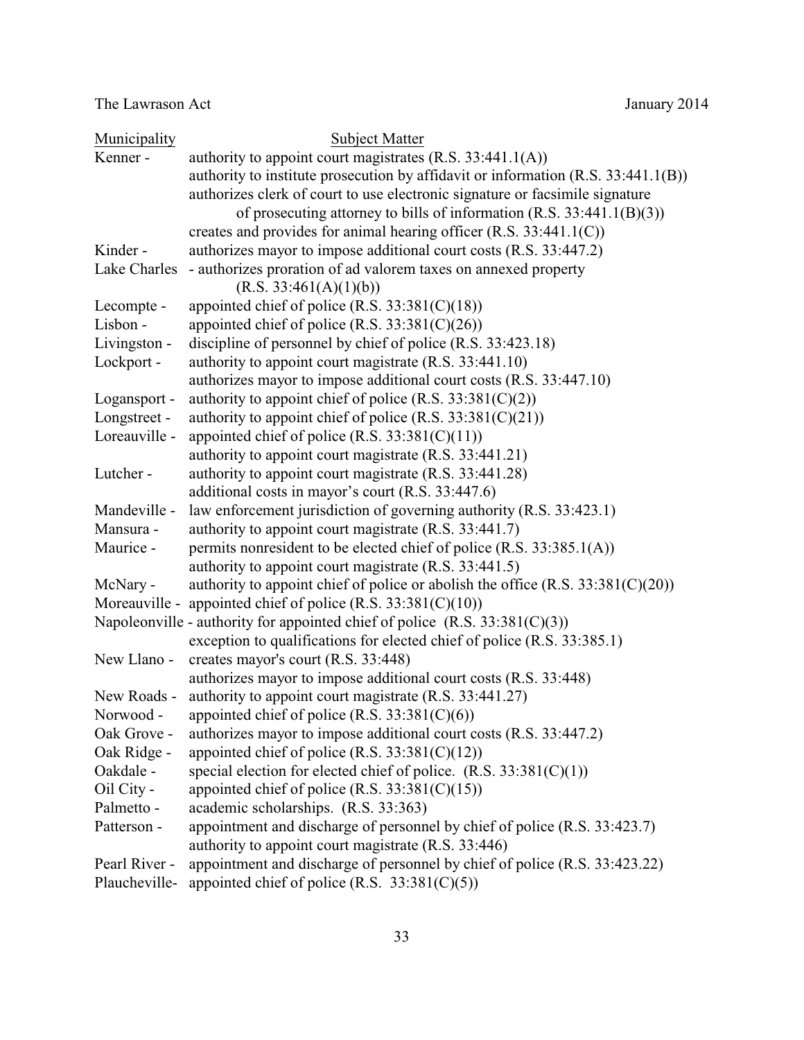| Municipality | Subject Matter |
| --- | --- |
| Kenner - | authority to appoint court magistrates (R.S. 33:441.1(A)) |
| | authority to institute prosecution by affidavit or information (R.S. 33:441.1(B)) |
| | authorizes clerk of court to use electronic signature or facsimile signature of prosecuting attorney to bills of information (R.S. 33:441.1(B)(3)) |
| | creates and provides for animal hearing officer (R.S. 33:441.1(C)) |
| Kinder - | authorizes mayor to impose additional court costs (R.S. 33:447.2) |
| Lake Charles - | authorizes proration of ad valorem taxes on annexed property (R.S. 33:461(A)(1)(b)) |
| Lecompte - | appointed chief of police (R.S. 33:381(C)(18)) |
| Lisbon - | appointed chief of police (R.S. 33:381(C)(26)) |
| Livingston - | discipline of personnel by chief of police (R.S. 33:423.18) |
| Lockport - | authority to appoint court magistrate (R.S. 33:441.10) |
| | authorizes mayor to impose additional court costs (R.S. 33:447.10) |
| Logansport - | authority to appoint chief of police (R.S. 33:381(C)(2)) |
| Longstreet - | authority to appoint chief of police (R.S. 33:381(C)(21)) |
| Loreauville - | appointed chief of police (R.S. 33:381(C)(11)) |
| | authority to appoint court magistrate (R.S. 33:441.21) |
| Lutcher - | authority to appoint court magistrate (R.S. 33:441.28) |
| | additional costs in mayor's court (R.S. 33:447.6) |
| Mandeville - | law enforcement jurisdiction of governing authority (R.S. 33:423.1) |
| Mansura - | authority to appoint court magistrate (R.S. 33:441.7) |
| Maurice - | permits nonresident to be elected chief of police (R.S. 33:385.1(A)) |
| | authority to appoint court magistrate (R.S. 33:441.5) |
| McNary - | authority to appoint chief of police or abolish the office (R.S. 33:381(C)(20)) |
| Moreauville - | appointed chief of police (R.S. 33:381(C)(10)) |
| Napoleonville - | authority for appointed chief of police (R.S. 33:381(C)(3)) |
| | exception to qualifications for elected chief of police (R.S. 33:385.1) |
| New Llano - | creates mayor's court (R.S. 33:448) |
| | authorizes mayor to impose additional court costs (R.S. 33:448) |
| New Roads - | authority to appoint court magistrate (R.S. 33:441.27) |
| Norwood - | appointed chief of police (R.S. 33:381(C)(6)) |
| Oak Grove - | authorizes mayor to impose additional court costs (R.S. 33:447.2) |
| Oak Ridge - | appointed chief of police (R.S. 33:381(C)(12)) |
| Oakdale - | special election for elected chief of police. (R.S. 33:381(C)(1)) |
| Oil City - | appointed chief of police (R.S. 33:381(C)(15)) |
| Palmetto - | academic scholarships. (R.S. 33:363) |
| Patterson - | appointment and discharge of personnel by chief of police (R.S. 33:423.7) |
| | authority to appoint court magistrate (R.S. 33:446) |
| Pearl River - | appointment and discharge of personnel by chief of police (R.S. 33:423.22) |
| Plaucheville- | appointed chief of police (R.S. 33:381(C)(5)) |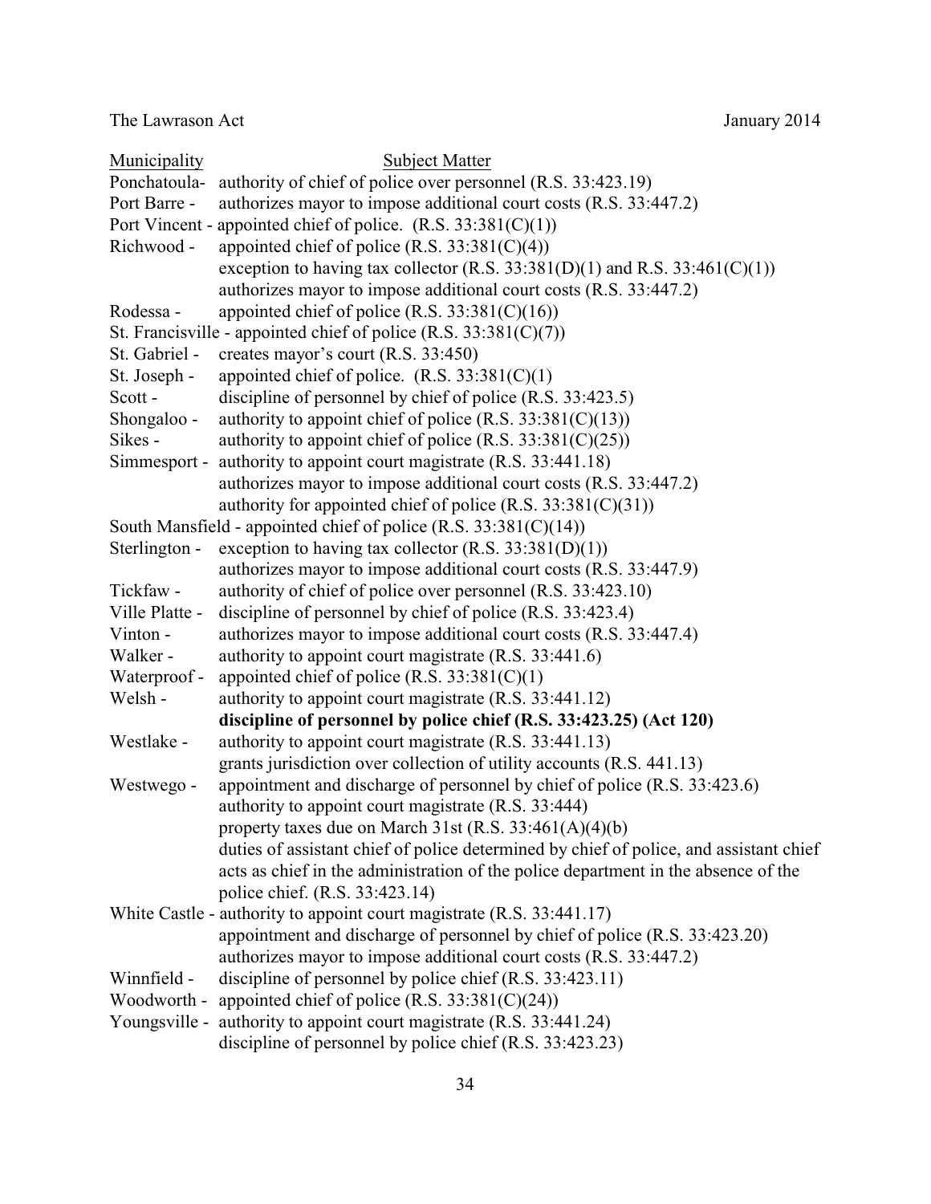| Municipality | Subject Matter |
|---|---|
| Ponchatoula- | authority of chief of police over personnel (R.S. 33:423.19) |
| Port Barre - | authorizes mayor to impose additional court costs (R.S. 33:447.2) |
| Port Vincent - | appointed chief of police. (R.S. 33:381(C)(1)) |
| Richwood - | appointed chief of police (R.S. 33:381(C)(4)) |
| | exception to having tax collector (R.S. 33:381(D)(1) and R.S. 33:461(C)(1)) |
| | authorizes mayor to impose additional court costs (R.S. 33:447.2) |
| Rodessa - | appointed chief of police (R.S. 33:381(C)(16)) |
| St. Francisville - | appointed chief of police (R.S. 33:381(C)(7)) |
| St. Gabriel - | creates mayor's court (R.S. 33:450) |
| St. Joseph - | appointed chief of police. (R.S. 33:381(C)(1) |
| Scott - | discipline of personnel by chief of police (R.S. 33:423.5) |
| Shongaloo - | authority to appoint chief of police (R.S. 33:381(C)(13)) |
| Sikes - | authority to appoint chief of police (R.S. 33:381(C)(25)) |
| Simmesport - | authority to appoint court magistrate (R.S. 33:441.18) |
| | authorizes mayor to impose additional court costs (R.S. 33:447.2) |
| | authority for appointed chief of police (R.S. 33:381(C)(31)) |
| South Mansfield - | appointed chief of police (R.S. 33:381(C)(14)) |
| Sterlington - | exception to having tax collector (R.S. 33:381(D)(1)) |
| | authorizes mayor to impose additional court costs (R.S. 33:447.9) |
| Tickfaw - | authority of chief of police over personnel (R.S. 33:423.10) |
| Ville Platte - | discipline of personnel by chief of police (R.S. 33:423.4) |
| Vinton - | authorizes mayor to impose additional court costs (R.S. 33:447.4) |
| Walker - | authority to appoint court magistrate (R.S. 33:441.6) |
| Waterproof - | appointed chief of police (R.S. 33:381(C)(1) |
| Welsh - | authority to appoint court magistrate (R.S. 33:441.12) |
| | **discipline of personnel by police chief (R.S. 33:423.25) (Act 120)** |
| Westlake - | authority to appoint court magistrate (R.S. 33:441.13) |
| | grants jurisdiction over collection of utility accounts (R.S. 441.13) |
| Westwego - | appointment and discharge of personnel by chief of police (R.S. 33:423.6) |
| | authority to appoint court magistrate (R.S. 33:444) |
| | property taxes due on March 31st (R.S. 33:461(A)(4)(b) |
| | duties of assistant chief of police determined by chief of police, and assistant chief acts as chief in the administration of the police department in the absence of the police chief. (R.S. 33:423.14) |
| White Castle - | authority to appoint court magistrate (R.S. 33:441.17) |
| | appointment and discharge of personnel by chief of police (R.S. 33:423.20) |
| | authorizes mayor to impose additional court costs (R.S. 33:447.2) |
| Winnfield - | discipline of personnel by police chief (R.S. 33:423.11) |
| Woodworth - | appointed chief of police (R.S. 33:381(C)(24)) |
| Youngsville - | authority to appoint court magistrate (R.S. 33:441.24) |
| | discipline of personnel by police chief (R.S. 33:423.23) |